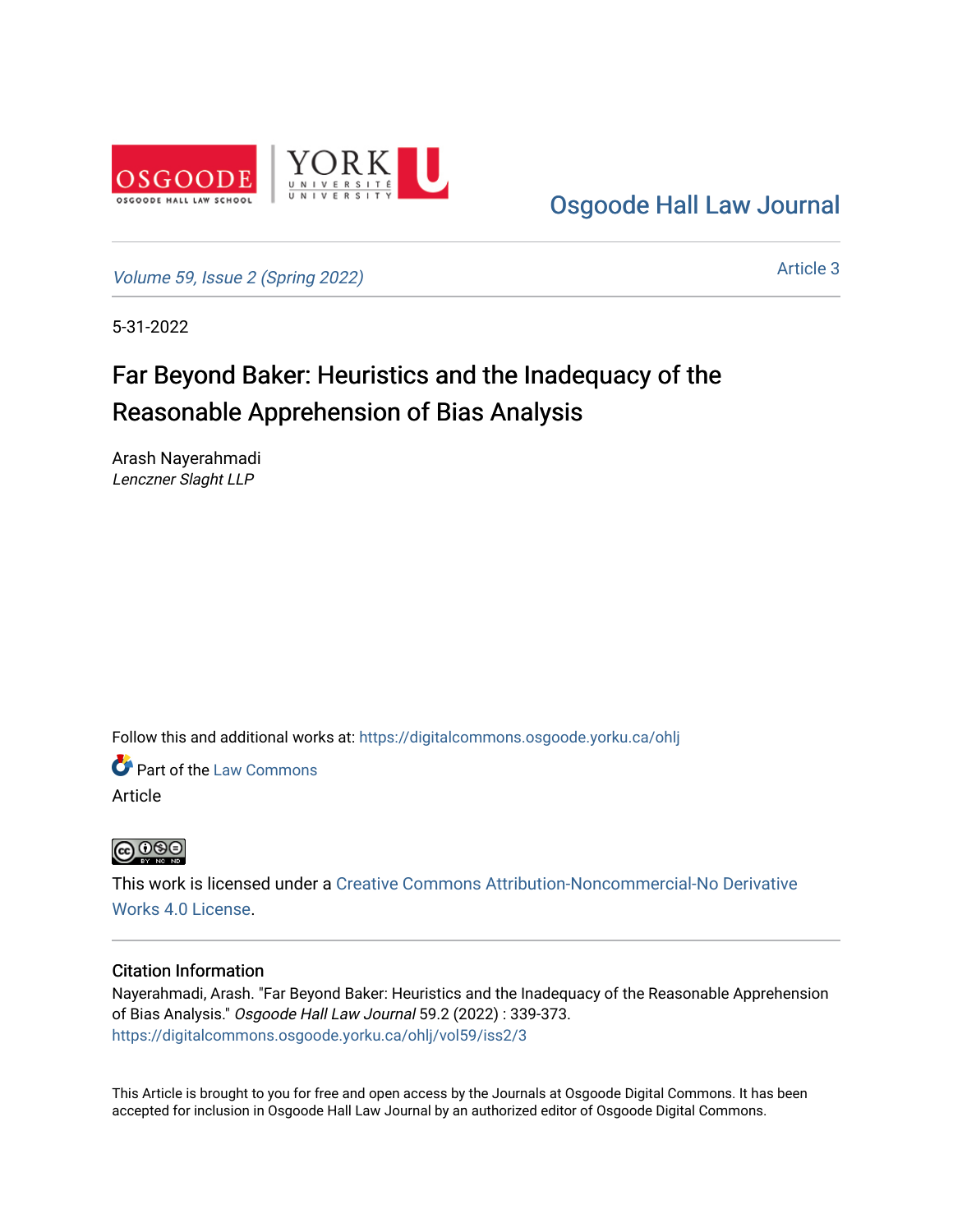Osgoode Hall Law Journal

Volume 59, Issue 2 (Spring 2022)

Article 3

5-31-2022

# Far Beyond Baker: Heuristics and the Inadequacy of the Reasonable Apprehension of Bias Analysis

Arash Nayerahmadi
*Lenczner Slaght LLP*

Follow this and additional works at: https://digitalcommons.osgoode.yorku.ca/ohlj

Part of the Law Commons

Article

This work is licensed under a Creative Commons Attribution-Noncommercial-No Derivative Works 4.0 License.

### Citation Information

Nayerahmadi, Arash. "Far Beyond Baker: Heuristics and the Inadequacy of the Reasonable Apprehension of Bias Analysis." *Osgoode Hall Law Journal* 59.2 (2022) : 339-373.
https://digitalcommons.osgoode.yorku.ca/ohlj/vol59/iss2/3

This Article is brought to you for free and open access by the Journals at Osgoode Digital Commons. It has been accepted for inclusion in Osgoode Hall Law Journal by an authorized editor of Osgoode Digital Commons.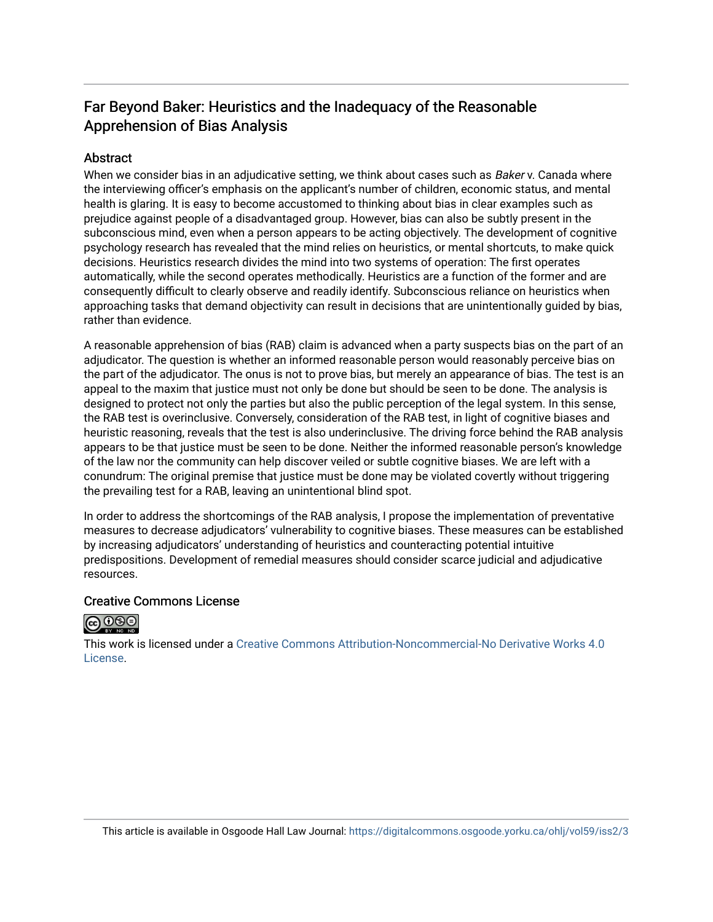# Far Beyond Baker: Heuristics and the Inadequacy of the Reasonable Apprehension of Bias Analysis

## Abstract

When we consider bias in an adjudicative setting, we think about cases such as *Baker* v. Canada where the interviewing officer's emphasis on the applicant's number of children, economic status, and mental health is glaring. It is easy to become accustomed to thinking about bias in clear examples such as prejudice against people of a disadvantaged group. However, bias can also be subtly present in the subconscious mind, even when a person appears to be acting objectively. The development of cognitive psychology research has revealed that the mind relies on heuristics, or mental shortcuts, to make quick decisions. Heuristics research divides the mind into two systems of operation: The first operates automatically, while the second operates methodically. Heuristics are a function of the former and are consequently difficult to clearly observe and readily identify. Subconscious reliance on heuristics when approaching tasks that demand objectivity can result in decisions that are unintentionally guided by bias, rather than evidence.

A reasonable apprehension of bias (RAB) claim is advanced when a party suspects bias on the part of an adjudicator. The question is whether an informed reasonable person would reasonably perceive bias on the part of the adjudicator. The onus is not to prove bias, but merely an appearance of bias. The test is an appeal to the maxim that justice must not only be done but should be seen to be done. The analysis is designed to protect not only the parties but also the public perception of the legal system. In this sense, the RAB test is overinclusive. Conversely, consideration of the RAB test, in light of cognitive biases and heuristic reasoning, reveals that the test is also underinclusive. The driving force behind the RAB analysis appears to be that justice must be seen to be done. Neither the informed reasonable person's knowledge of the law nor the community can help discover veiled or subtle cognitive biases. We are left with a conundrum: The original premise that justice must be done may be violated covertly without triggering the prevailing test for a RAB, leaving an unintentional blind spot.

In order to address the shortcomings of the RAB analysis, I propose the implementation of preventative measures to decrease adjudicators' vulnerability to cognitive biases. These measures can be established by increasing adjudicators' understanding of heuristics and counteracting potential intuitive predispositions. Development of remedial measures should consider scarce judicial and adjudicative resources.

## Creative Commons License

This work is licensed under a Creative Commons Attribution-Noncommercial-No Derivative Works 4.0 License.

This article is available in Osgoode Hall Law Journal: https://digitalcommons.osgoode.yorku.ca/ohlj/vol59/iss2/3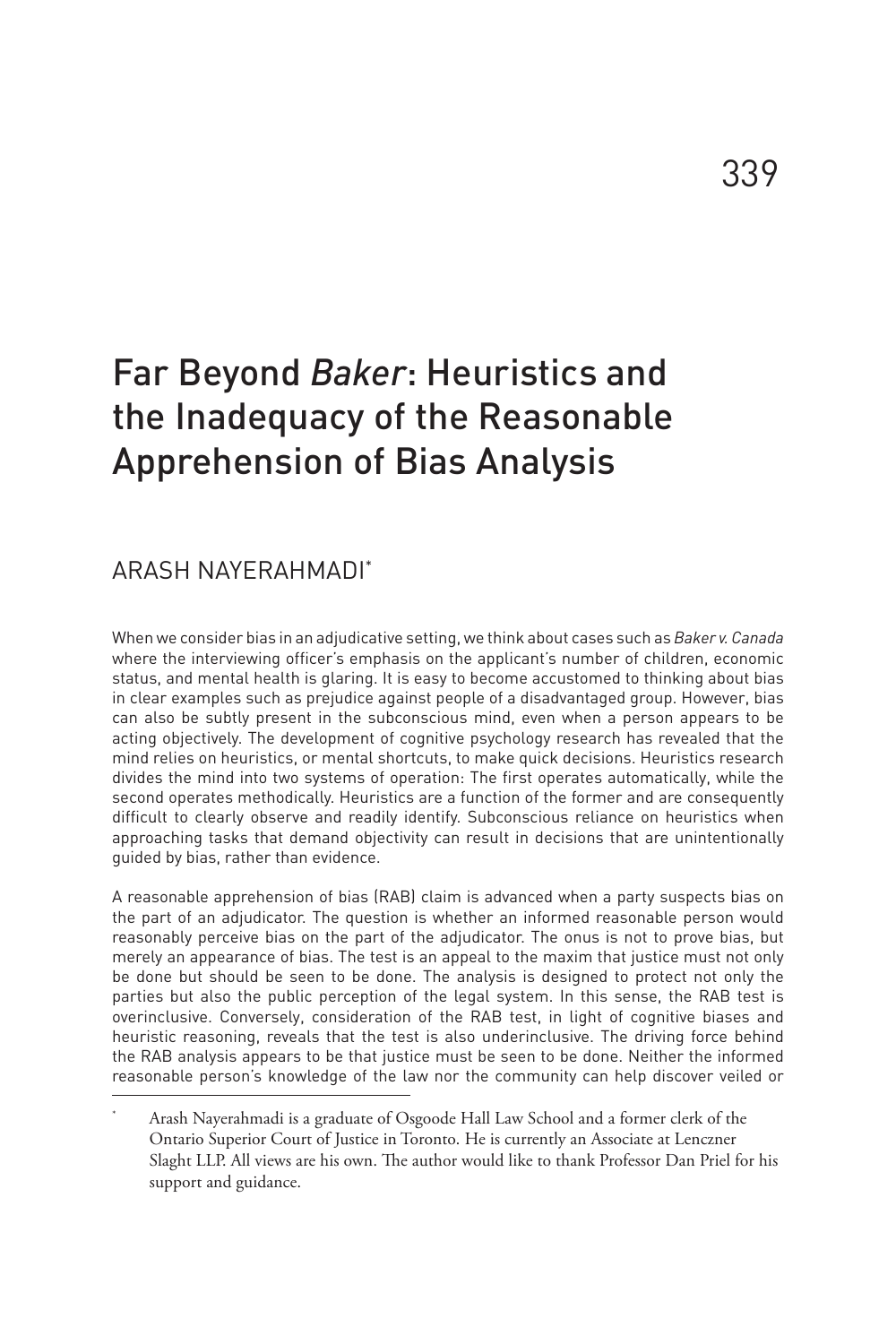# Far Beyond *Baker*: Heuristics and the Inadequacy of the Reasonable Apprehension of Bias Analysis

ARASH NAYERAHMADI*

When we consider bias in an adjudicative setting, we think about cases such as *Baker v. Canada* where the interviewing officer's emphasis on the applicant's number of children, economic status, and mental health is glaring. It is easy to become accustomed to thinking about bias in clear examples such as prejudice against people of a disadvantaged group. However, bias can also be subtly present in the subconscious mind, even when a person appears to be acting objectively. The development of cognitive psychology research has revealed that the mind relies on heuristics, or mental shortcuts, to make quick decisions. Heuristics research divides the mind into two systems of operation: The first operates automatically, while the second operates methodically. Heuristics are a function of the former and are consequently difficult to clearly observe and readily identify. Subconscious reliance on heuristics when approaching tasks that demand objectivity can result in decisions that are unintentionally guided by bias, rather than evidence.

A reasonable apprehension of bias (RAB) claim is advanced when a party suspects bias on the part of an adjudicator. The question is whether an informed reasonable person would reasonably perceive bias on the part of the adjudicator. The onus is not to prove bias, but merely an appearance of bias. The test is an appeal to the maxim that justice must not only be done but should be seen to be done. The analysis is designed to protect not only the parties but also the public perception of the legal system. In this sense, the RAB test is overinclusive. Conversely, consideration of the RAB test, in light of cognitive biases and heuristic reasoning, reveals that the test is also underinclusive. The driving force behind the RAB analysis appears to be that justice must be seen to be done. Neither the informed reasonable person's knowledge of the law nor the community can help discover veiled or

\* Arash Nayerahmadi is a graduate of Osgoode Hall Law School and a former clerk of the Ontario Superior Court of Justice in Toronto. He is currently an Associate at Lenczner Slaght LLP. All views are his own. The author would like to thank Professor Dan Priel for his support and guidance.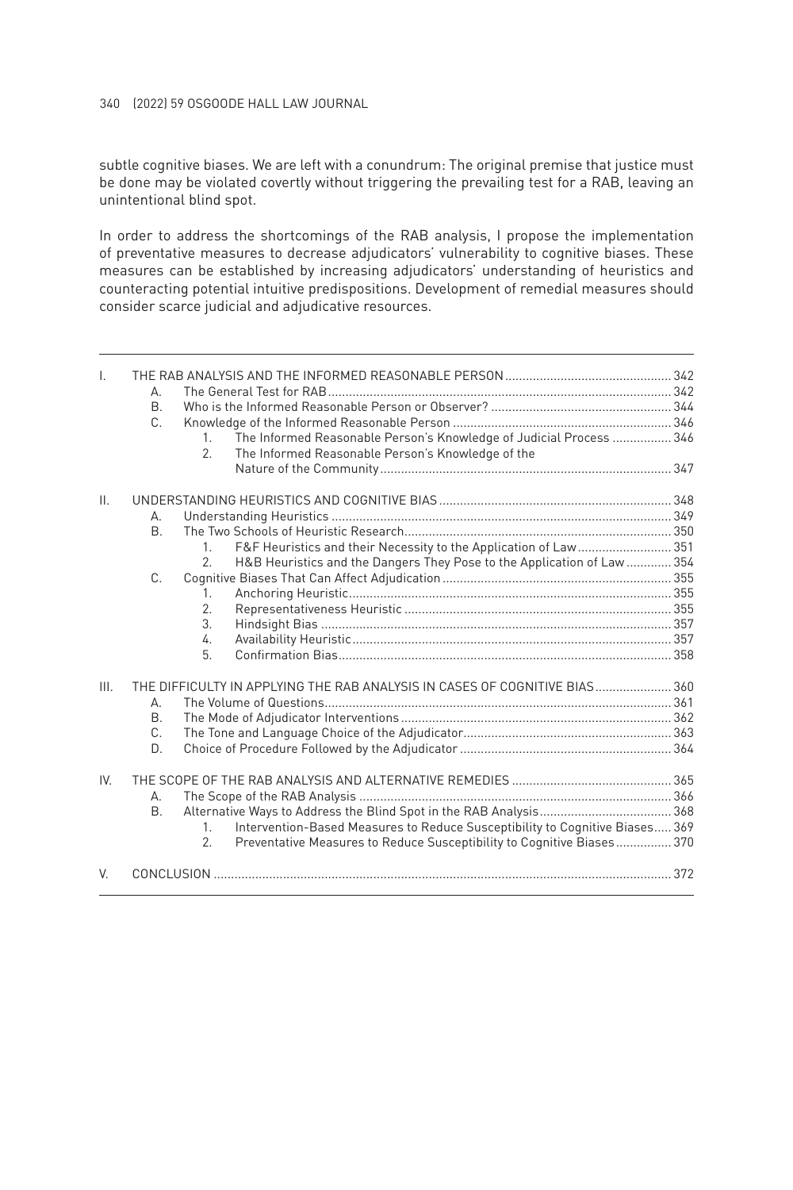subtle cognitive biases. We are left with a conundrum: The original premise that justice must be done may be violated covertly without triggering the prevailing test for a RAB, leaving an unintentional blind spot.

In order to address the shortcomings of the RAB analysis, I propose the implementation of preventative measures to decrease adjudicators' vulnerability to cognitive biases. These measures can be established by increasing adjudicators' understanding of heuristics and counteracting potential intuitive predispositions. Development of remedial measures should consider scarce judicial and adjudicative resources.

---

- I. THE RAB ANALYSIS AND THE INFORMED REASONABLE PERSON ........ 342
  - A. The General Test for RAB ........ 342
  - B. Who is the Informed Reasonable Person or Observer? ........ 344
  - C. Knowledge of the Informed Reasonable Person ........ 346
    1. The Informed Reasonable Person's Knowledge of Judicial Process ........ 346
    2. The Informed Reasonable Person's Knowledge of the Nature of the Community ........ 347
- II. UNDERSTANDING HEURISTICS AND COGNITIVE BIAS ........ 348
  - A. Understanding Heuristics ........ 349
  - B. The Two Schools of Heuristic Research ........ 350
    1. F&F Heuristics and their Necessity to the Application of Law ........ 351
    2. H&B Heuristics and the Dangers They Pose to the Application of Law ........ 354
  - C. Cognitive Biases That Can Affect Adjudication ........ 355
    1. Anchoring Heuristic ........ 355
    2. Representativeness Heuristic ........ 355
    3. Hindsight Bias ........ 357
    4. Availability Heuristic ........ 357
    5. Confirmation Bias ........ 358
- III. THE DIFFICULTY IN APPLYING THE RAB ANALYSIS IN CASES OF COGNITIVE BIAS ........ 360
  - A. The Volume of Questions ........ 361
  - B. The Mode of Adjudicator Interventions ........ 362
  - C. The Tone and Language Choice of the Adjudicator ........ 363
  - D. Choice of Procedure Followed by the Adjudicator ........ 364
- IV. THE SCOPE OF THE RAB ANALYSIS AND ALTERNATIVE REMEDIES ........ 365
  - A. The Scope of the RAB Analysis ........ 366
  - B. Alternative Ways to Address the Blind Spot in the RAB Analysis ........ 368
    1. Intervention-Based Measures to Reduce Susceptibility to Cognitive Biases ........ 369
    2. Preventative Measures to Reduce Susceptibility to Cognitive Biases ........ 370
- V. CONCLUSION ........ 372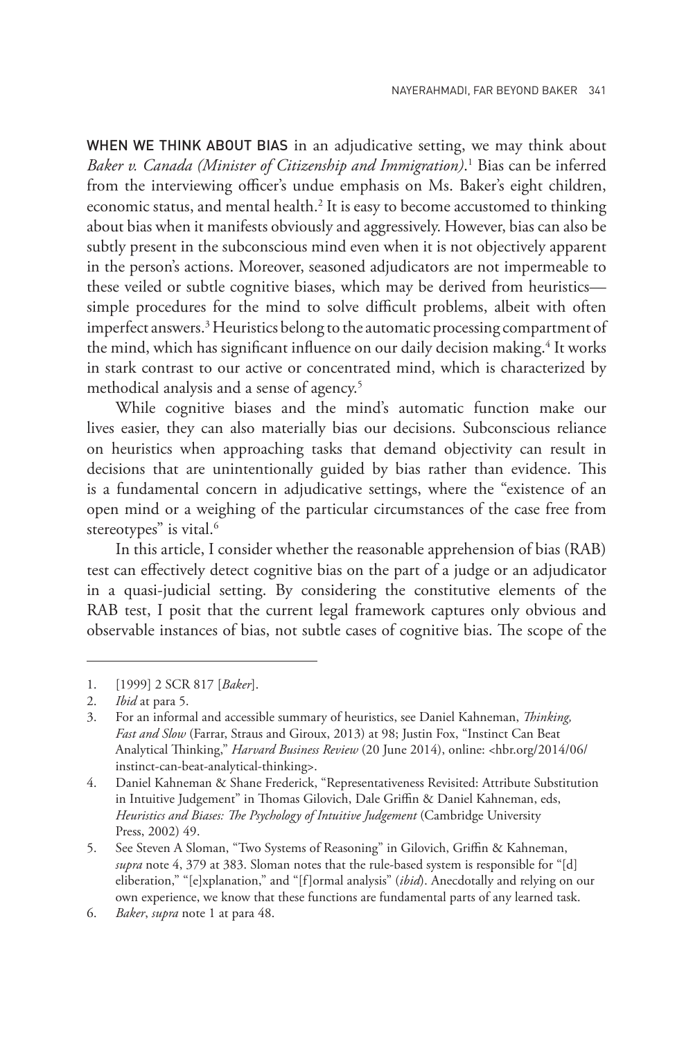WHEN WE THINK ABOUT BIAS in an adjudicative setting, we may think about *Baker v. Canada (Minister of Citizenship and Immigration)*.[1] Bias can be inferred from the interviewing officer's undue emphasis on Ms. Baker's eight children, economic status, and mental health.[2] It is easy to become accustomed to thinking about bias when it manifests obviously and aggressively. However, bias can also be subtly present in the subconscious mind even when it is not objectively apparent in the person's actions. Moreover, seasoned adjudicators are not impermeable to these veiled or subtle cognitive biases, which may be derived from heuristics—simple procedures for the mind to solve difficult problems, albeit with often imperfect answers.[3] Heuristics belong to the automatic processing compartment of the mind, which has significant influence on our daily decision making.[4] It works in stark contrast to our active or concentrated mind, which is characterized by methodical analysis and a sense of agency.[5]

While cognitive biases and the mind's automatic function make our lives easier, they can also materially bias our decisions. Subconscious reliance on heuristics when approaching tasks that demand objectivity can result in decisions that are unintentionally guided by bias rather than evidence. This is a fundamental concern in adjudicative settings, where the "existence of an open mind or a weighing of the particular circumstances of the case free from stereotypes" is vital.[6]

In this article, I consider whether the reasonable apprehension of bias (RAB) test can effectively detect cognitive bias on the part of a judge or an adjudicator in a quasi-judicial setting. By considering the constitutive elements of the RAB test, I posit that the current legal framework captures only obvious and observable instances of bias, not subtle cases of cognitive bias. The scope of the

---

1. [1999] 2 SCR 817 [*Baker*].
2. *Ibid* at para 5.
3. For an informal and accessible summary of heuristics, see Daniel Kahneman, *Thinking, Fast and Slow* (Farrar, Straus and Giroux, 2013) at 98; Justin Fox, "Instinct Can Beat Analytical Thinking," *Harvard Business Review* (20 June 2014), online: <hbr.org/2014/06/instinct-can-beat-analytical-thinking>.
4. Daniel Kahneman & Shane Frederick, "Representativeness Revisited: Attribute Substitution in Intuitive Judgement" in Thomas Gilovich, Dale Griffin & Daniel Kahneman, eds, *Heuristics and Biases: The Psychology of Intuitive Judgement* (Cambridge University Press, 2002) 49.
5. See Steven A Sloman, "Two Systems of Reasoning" in Gilovich, Griffin & Kahneman, *supra* note 4, 379 at 383. Sloman notes that the rule-based system is responsible for "[d]eliberation," "[e]xplanation," and "[f]ormal analysis" (*ibid*). Anecdotally and relying on our own experience, we know that these functions are fundamental parts of any learned task.
6. *Baker*, *supra* note 1 at para 48.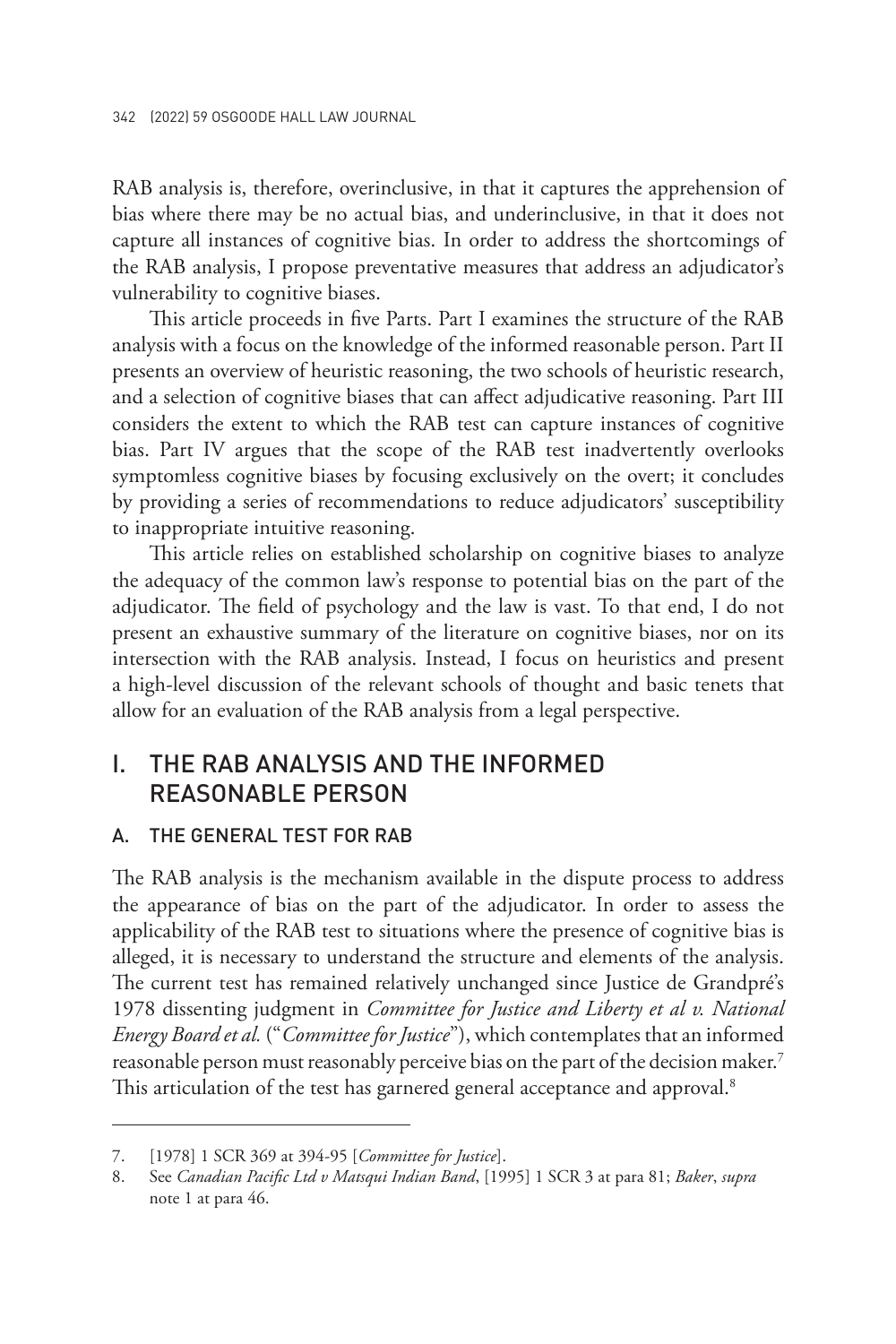RAB analysis is, therefore, overinclusive, in that it captures the apprehension of bias where there may be no actual bias, and underinclusive, in that it does not capture all instances of cognitive bias. In order to address the shortcomings of the RAB analysis, I propose preventative measures that address an adjudicator's vulnerability to cognitive biases.

This article proceeds in five Parts. Part I examines the structure of the RAB analysis with a focus on the knowledge of the informed reasonable person. Part II presents an overview of heuristic reasoning, the two schools of heuristic research, and a selection of cognitive biases that can affect adjudicative reasoning. Part III considers the extent to which the RAB test can capture instances of cognitive bias. Part IV argues that the scope of the RAB test inadvertently overlooks symptomless cognitive biases by focusing exclusively on the overt; it concludes by providing a series of recommendations to reduce adjudicators' susceptibility to inappropriate intuitive reasoning.

This article relies on established scholarship on cognitive biases to analyze the adequacy of the common law's response to potential bias on the part of the adjudicator. The field of psychology and the law is vast. To that end, I do not present an exhaustive summary of the literature on cognitive biases, nor on its intersection with the RAB analysis. Instead, I focus on heuristics and present a high-level discussion of the relevant schools of thought and basic tenets that allow for an evaluation of the RAB analysis from a legal perspective.

## I. THE RAB ANALYSIS AND THE INFORMED REASONABLE PERSON

### A. THE GENERAL TEST FOR RAB

The RAB analysis is the mechanism available in the dispute process to address the appearance of bias on the part of the adjudicator. In order to assess the applicability of the RAB test to situations where the presence of cognitive bias is alleged, it is necessary to understand the structure and elements of the analysis. The current test has remained relatively unchanged since Justice de Grandpré's 1978 dissenting judgment in *Committee for Justice and Liberty et al v. National Energy Board et al.* ("*Committee for Justice*"), which contemplates that an informed reasonable person must reasonably perceive bias on the part of the decision maker.[7] This articulation of the test has garnered general acceptance and approval.[8]

---

7. [1978] 1 SCR 369 at 394-95 [*Committee for Justice*].

8. See *Canadian Pacific Ltd v Matsqui Indian Band*, [1995] 1 SCR 3 at para 81; *Baker*, *supra* note 1 at para 46.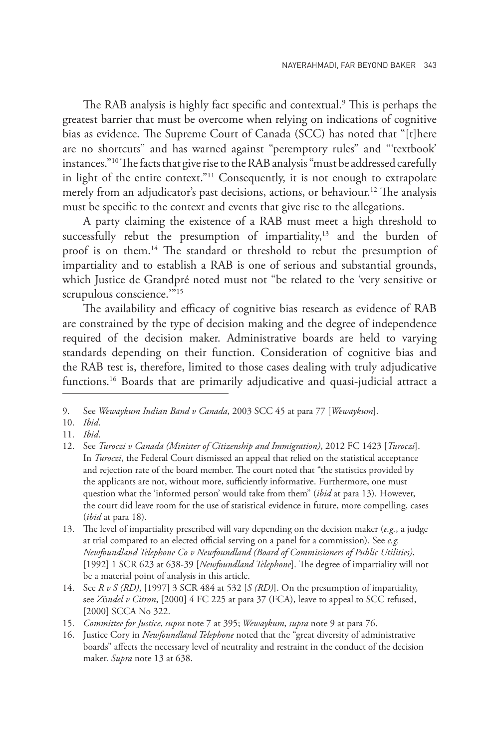The RAB analysis is highly fact specific and contextual.[9] This is perhaps the greatest barrier that must be overcome when relying on indications of cognitive bias as evidence. The Supreme Court of Canada (SCC) has noted that "[t]here are no shortcuts" and has warned against "peremptory rules" and "'textbook' instances."[10] The facts that give rise to the RAB analysis "must be addressed carefully in light of the entire context."[11] Consequently, it is not enough to extrapolate merely from an adjudicator's past decisions, actions, or behaviour.[12] The analysis must be specific to the context and events that give rise to the allegations.

A party claiming the existence of a RAB must meet a high threshold to successfully rebut the presumption of impartiality,[13] and the burden of proof is on them.[14] The standard or threshold to rebut the presumption of impartiality and to establish a RAB is one of serious and substantial grounds, which Justice de Grandpré noted must not "be related to the 'very sensitive or scrupulous conscience.'"[15]

The availability and efficacy of cognitive bias research as evidence of RAB are constrained by the type of decision making and the degree of independence required of the decision maker. Administrative boards are held to varying standards depending on their function. Consideration of cognitive bias and the RAB test is, therefore, limited to those cases dealing with truly adjudicative functions.[16] Boards that are primarily adjudicative and quasi-judicial attract a

---

9. See *Wewaykum Indian Band v Canada*, 2003 SCC 45 at para 77 [*Wewaykum*].
10. *Ibid*.
11. *Ibid*.
12. See *Turoczi v Canada (Minister of Citizenship and Immigration)*, 2012 FC 1423 [*Turoczi*]. In *Turoczi*, the Federal Court dismissed an appeal that relied on the statistical acceptance and rejection rate of the board member. The court noted that "the statistics provided by the applicants are not, without more, sufficiently informative. Furthermore, one must question what the 'informed person' would take from them" (*ibid* at para 13). However, the court did leave room for the use of statistical evidence in future, more compelling, cases (*ibid* at para 18).
13. The level of impartiality prescribed will vary depending on the decision maker (*e.g.*, a judge at trial compared to an elected official serving on a panel for a commission). See *e.g. Newfoundland Telephone Co v Newfoundland (Board of Commissioners of Public Utilities)*, [1992] 1 SCR 623 at 638-39 [*Newfoundland Telephone*]. The degree of impartiality will not be a material point of analysis in this article.
14. See *R v S (RD)*, [1997] 3 SCR 484 at 532 [*S (RD)*]. On the presumption of impartiality, see *Zündel v Citron*, [2000] 4 FC 225 at para 37 (FCA), leave to appeal to SCC refused, [2000] SCCA No 322.
15. *Committee for Justice*, *supra* note 7 at 395; *Wewaykum*, *supra* note 9 at para 76.
16. Justice Cory in *Newfoundland Telephone* noted that the "great diversity of administrative boards" affects the necessary level of neutrality and restraint in the conduct of the decision maker. *Supra* note 13 at 638.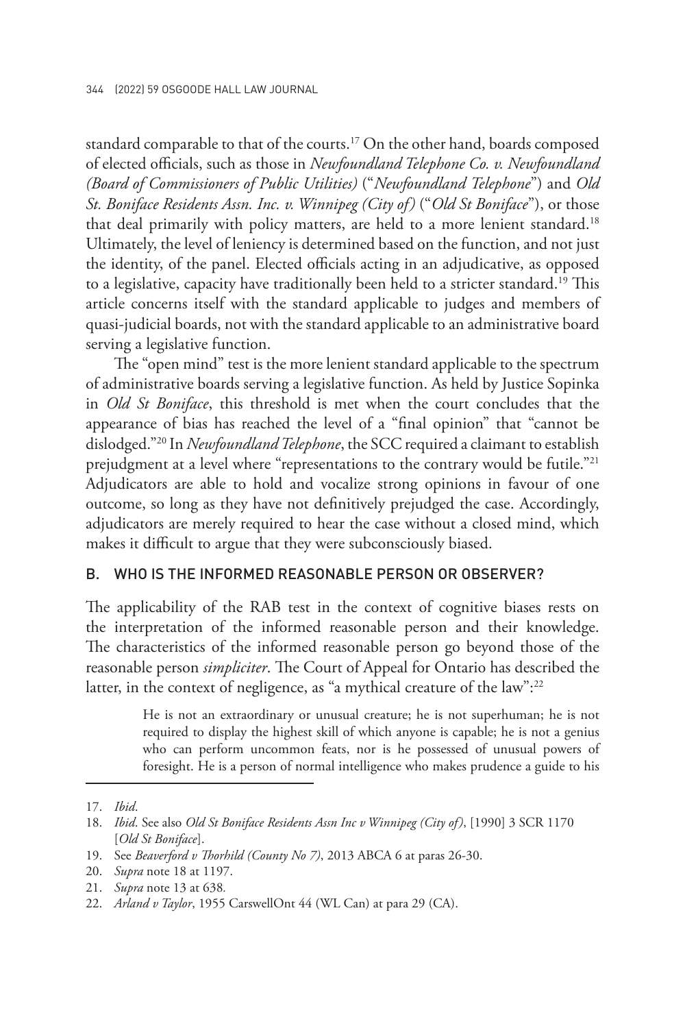standard comparable to that of the courts.[17] On the other hand, boards composed of elected officials, such as those in *Newfoundland Telephone Co. v. Newfoundland (Board of Commissioners of Public Utilities)* ("*Newfoundland Telephone*") and *Old St. Boniface Residents Assn. Inc. v. Winnipeg (City of)* ("*Old St Boniface*"), or those that deal primarily with policy matters, are held to a more lenient standard.[18] Ultimately, the level of leniency is determined based on the function, and not just the identity, of the panel. Elected officials acting in an adjudicative, as opposed to a legislative, capacity have traditionally been held to a stricter standard.[19] This article concerns itself with the standard applicable to judges and members of quasi-judicial boards, not with the standard applicable to an administrative board serving a legislative function.

The "open mind" test is the more lenient standard applicable to the spectrum of administrative boards serving a legislative function. As held by Justice Sopinka in *Old St Boniface*, this threshold is met when the court concludes that the appearance of bias has reached the level of a "final opinion" that "cannot be dislodged."[20] In *Newfoundland Telephone*, the SCC required a claimant to establish prejudgment at a level where "representations to the contrary would be futile."[21] Adjudicators are able to hold and vocalize strong opinions in favour of one outcome, so long as they have not definitively prejudged the case. Accordingly, adjudicators are merely required to hear the case without a closed mind, which makes it difficult to argue that they were subconsciously biased.

## B. WHO IS THE INFORMED REASONABLE PERSON OR OBSERVER?

The applicability of the RAB test in the context of cognitive biases rests on the interpretation of the informed reasonable person and their knowledge. The characteristics of the informed reasonable person go beyond those of the reasonable person *simpliciter*. The Court of Appeal for Ontario has described the latter, in the context of negligence, as "a mythical creature of the law":[22]

> He is not an extraordinary or unusual creature; he is not superhuman; he is not required to display the highest skill of which anyone is capable; he is not a genius who can perform uncommon feats, nor is he possessed of unusual powers of foresight. He is a person of normal intelligence who makes prudence a guide to his

---

17. *Ibid*.
18. *Ibid*. See also *Old St Boniface Residents Assn Inc v Winnipeg (City of)*, [1990] 3 SCR 1170 [*Old St Boniface*].
19. See *Beaverford v Thorhild (County No 7)*, 2013 ABCA 6 at paras 26-30.
20. *Supra* note 18 at 1197.
21. *Supra* note 13 at 638.
22. *Arland v Taylor*, 1955 CarswellOnt 44 (WL Can) at para 29 (CA).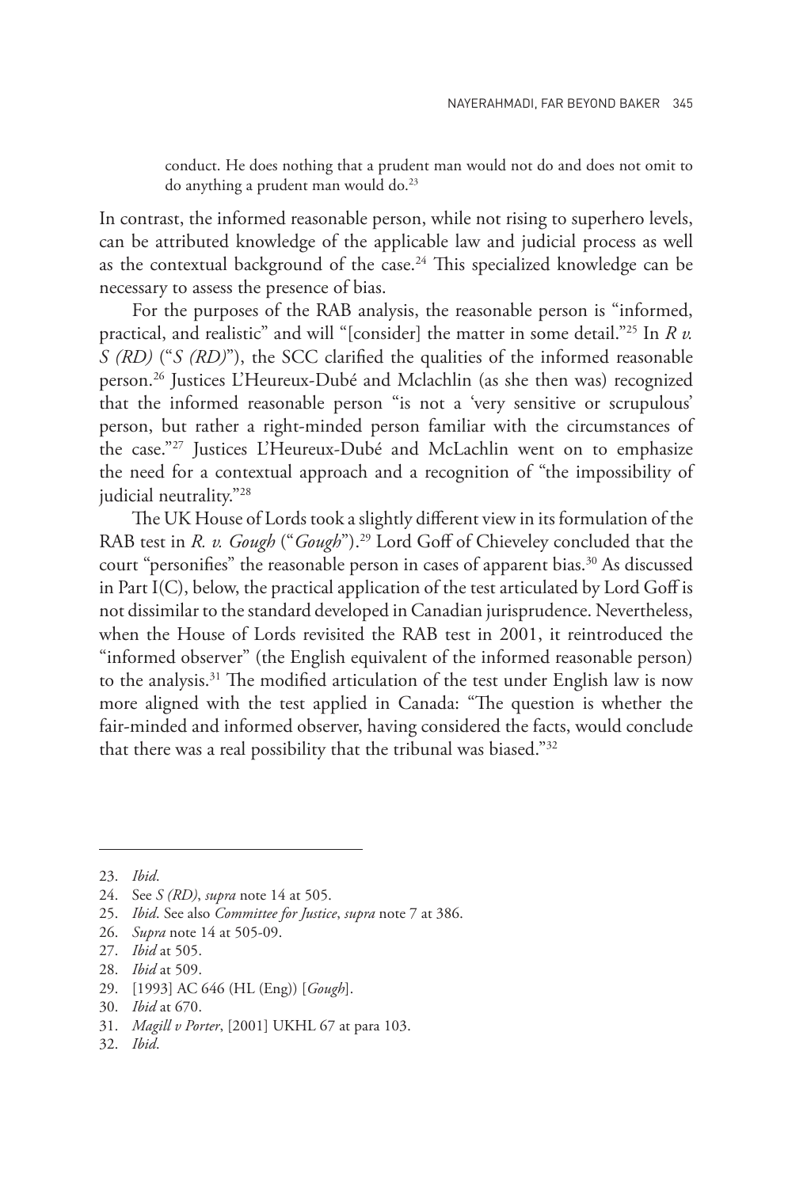> conduct. He does nothing that a prudent man would not do and does not omit to do anything a prudent man would do.[23]

In contrast, the informed reasonable person, while not rising to superhero levels, can be attributed knowledge of the applicable law and judicial process as well as the contextual background of the case.[24] This specialized knowledge can be necessary to assess the presence of bias.

For the purposes of the RAB analysis, the reasonable person is "informed, practical, and realistic" and will "[consider] the matter in some detail."[25] In *R v. S (RD)* ("*S (RD)*"), the SCC clarified the qualities of the informed reasonable person.[26] Justices L'Heureux-Dubé and Mclachlin (as she then was) recognized that the informed reasonable person "is not a 'very sensitive or scrupulous' person, but rather a right-minded person familiar with the circumstances of the case."[27] Justices L'Heureux-Dubé and McLachlin went on to emphasize the need for a contextual approach and a recognition of "the impossibility of judicial neutrality."[28]

The UK House of Lords took a slightly different view in its formulation of the RAB test in *R. v. Gough* ("*Gough*").[29] Lord Goff of Chieveley concluded that the court "personifies" the reasonable person in cases of apparent bias.[30] As discussed in Part I(C), below, the practical application of the test articulated by Lord Goff is not dissimilar to the standard developed in Canadian jurisprudence. Nevertheless, when the House of Lords revisited the RAB test in 2001, it reintroduced the "informed observer" (the English equivalent of the informed reasonable person) to the analysis.[31] The modified articulation of the test under English law is now more aligned with the test applied in Canada: "The question is whether the fair-minded and informed observer, having considered the facts, would conclude that there was a real possibility that the tribunal was biased."[32]

---

23. *Ibid*.
24. See *S (RD)*, *supra* note 14 at 505.
25. *Ibid*. See also *Committee for Justice*, *supra* note 7 at 386.
26. *Supra* note 14 at 505-09.
27. *Ibid* at 505.
28. *Ibid* at 509.
29. [1993] AC 646 (HL (Eng)) [*Gough*].
30. *Ibid* at 670.
31. *Magill v Porter*, [2001] UKHL 67 at para 103.
32. *Ibid*.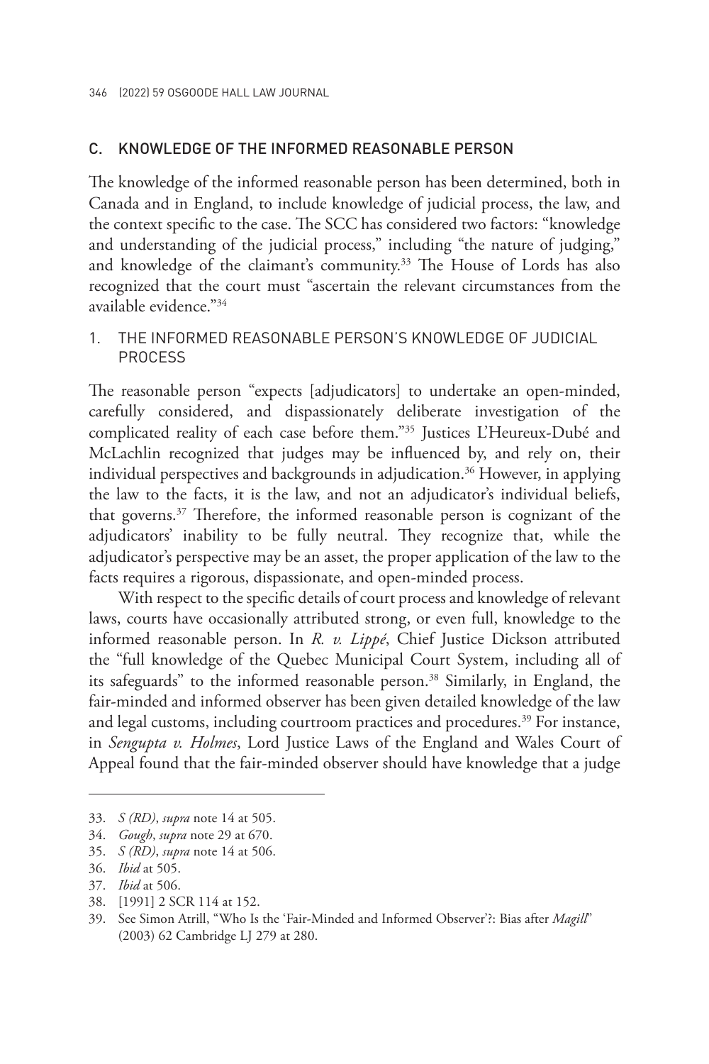## C. KNOWLEDGE OF THE INFORMED REASONABLE PERSON

The knowledge of the informed reasonable person has been determined, both in Canada and in England, to include knowledge of judicial process, the law, and the context specific to the case. The SCC has considered two factors: "knowledge and understanding of the judicial process," including "the nature of judging," and knowledge of the claimant's community.[33] The House of Lords has also recognized that the court must "ascertain the relevant circumstances from the available evidence."[34]

### 1. THE INFORMED REASONABLE PERSON'S KNOWLEDGE OF JUDICIAL PROCESS

The reasonable person "expects [adjudicators] to undertake an open-minded, carefully considered, and dispassionately deliberate investigation of the complicated reality of each case before them."[35] Justices L'Heureux-Dubé and McLachlin recognized that judges may be influenced by, and rely on, their individual perspectives and backgrounds in adjudication.[36] However, in applying the law to the facts, it is the law, and not an adjudicator's individual beliefs, that governs.[37] Therefore, the informed reasonable person is cognizant of the adjudicators' inability to be fully neutral. They recognize that, while the adjudicator's perspective may be an asset, the proper application of the law to the facts requires a rigorous, dispassionate, and open-minded process.

With respect to the specific details of court process and knowledge of relevant laws, courts have occasionally attributed strong, or even full, knowledge to the informed reasonable person. In *R. v. Lippé*, Chief Justice Dickson attributed the "full knowledge of the Quebec Municipal Court System, including all of its safeguards" to the informed reasonable person.[38] Similarly, in England, the fair-minded and informed observer has been given detailed knowledge of the law and legal customs, including courtroom practices and procedures.[39] For instance, in *Sengupta v. Holmes*, Lord Justice Laws of the England and Wales Court of Appeal found that the fair-minded observer should have knowledge that a judge

---

33. *S (RD)*, *supra* note 14 at 505.
34. *Gough*, *supra* note 29 at 670.
35. *S (RD)*, *supra* note 14 at 506.
36. *Ibid* at 505.
37. *Ibid* at 506.
38. [1991] 2 SCR 114 at 152.
39. See Simon Atrill, "Who Is the 'Fair-Minded and Informed Observer'?: Bias after *Magill*" (2003) 62 Cambridge LJ 279 at 280.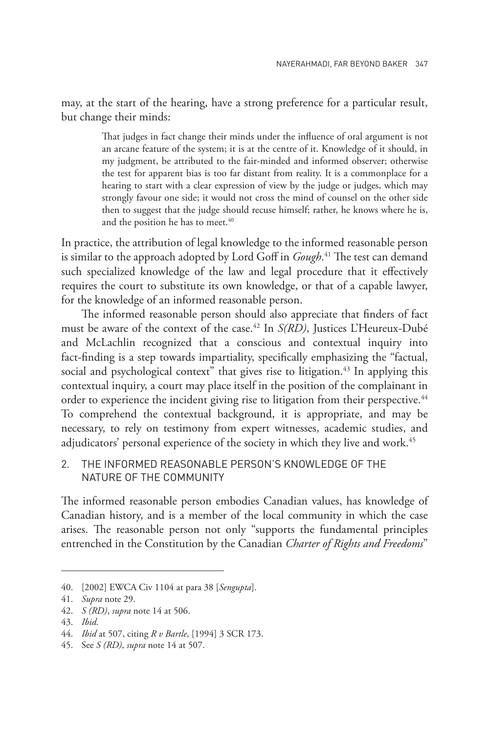may, at the start of the hearing, have a strong preference for a particular result, but change their minds:

> That judges in fact change their minds under the influence of oral argument is not an arcane feature of the system; it is at the centre of it. Knowledge of it should, in my judgment, be attributed to the fair-minded and informed observer; otherwise the test for apparent bias is too far distant from reality. It is a commonplace for a hearing to start with a clear expression of view by the judge or judges, which may strongly favour one side; it would not cross the mind of counsel on the other side then to suggest that the judge should recuse himself; rather, he knows where he is, and the position he has to meet.[40]

In practice, the attribution of legal knowledge to the informed reasonable person is similar to the approach adopted by Lord Goff in *Gough*.[41] The test can demand such specialized knowledge of the law and legal procedure that it effectively requires the court to substitute its own knowledge, or that of a capable lawyer, for the knowledge of an informed reasonable person.

The informed reasonable person should also appreciate that finders of fact must be aware of the context of the case.[42] In *S(RD)*, Justices L'Heureux-Dubé and McLachlin recognized that a conscious and contextual inquiry into fact-finding is a step towards impartiality, specifically emphasizing the "factual, social and psychological context" that gives rise to litigation.[43] In applying this contextual inquiry, a court may place itself in the position of the complainant in order to experience the incident giving rise to litigation from their perspective.[44] To comprehend the contextual background, it is appropriate, and may be necessary, to rely on testimony from expert witnesses, academic studies, and adjudicators' personal experience of the society in which they live and work.[45]

## 2. THE INFORMED REASONABLE PERSON'S KNOWLEDGE OF THE NATURE OF THE COMMUNITY

The informed reasonable person embodies Canadian values, has knowledge of Canadian history, and is a member of the local community in which the case arises. The reasonable person not only "supports the fundamental principles entrenched in the Constitution by the Canadian *Charter of Rights and Freedoms*"

---

40. [2002] EWCA Civ 1104 at para 38 [*Sengupta*].
41. *Supra* note 29.
42. *S (RD)*, *supra* note 14 at 506.
43. *Ibid*.
44. *Ibid* at 507, citing *R v Bartle*, [1994] 3 SCR 173.
45. See *S (RD)*, *supra* note 14 at 507.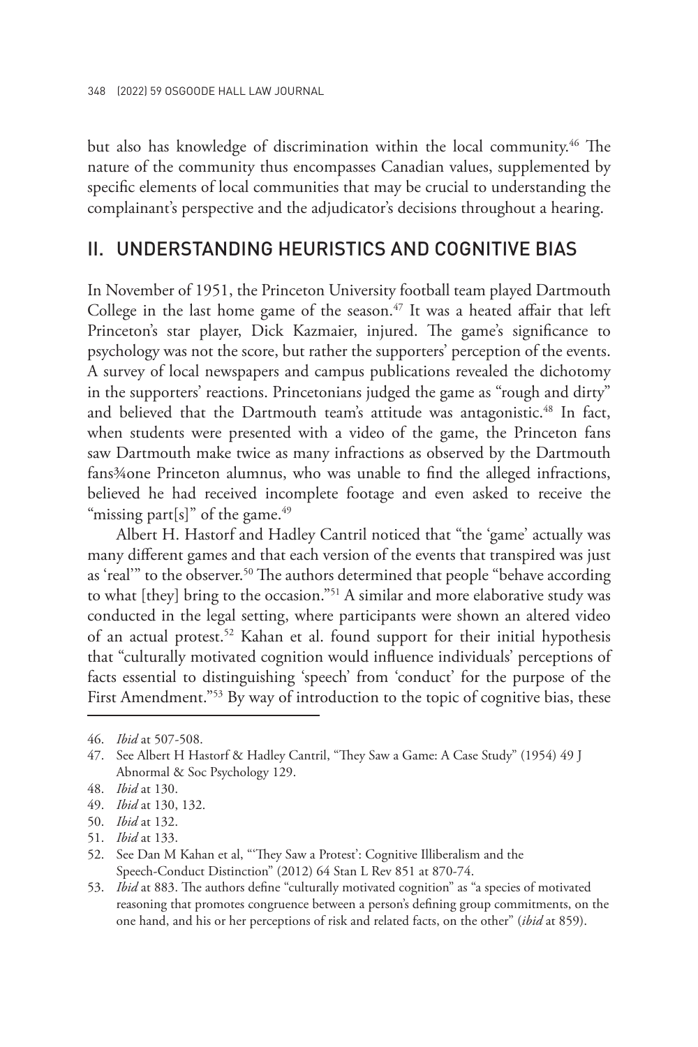but also has knowledge of discrimination within the local community.[46] The nature of the community thus encompasses Canadian values, supplemented by specific elements of local communities that may be crucial to understanding the complainant's perspective and the adjudicator's decisions throughout a hearing.

## II. UNDERSTANDING HEURISTICS AND COGNITIVE BIAS

In November of 1951, the Princeton University football team played Dartmouth College in the last home game of the season.[47] It was a heated affair that left Princeton's star player, Dick Kazmaier, injured. The game's significance to psychology was not the score, but rather the supporters' perception of the events. A survey of local newspapers and campus publications revealed the dichotomy in the supporters' reactions. Princetonians judged the game as "rough and dirty" and believed that the Dartmouth team's attitude was antagonistic.[48] In fact, when students were presented with a video of the game, the Princeton fans saw Dartmouth make twice as many infractions as observed by the Dartmouth fans¾one Princeton alumnus, who was unable to find the alleged infractions, believed he had received incomplete footage and even asked to receive the "missing part[s]" of the game.[49]

Albert H. Hastorf and Hadley Cantril noticed that "the 'game' actually was many different games and that each version of the events that transpired was just as 'real'" to the observer.[50] The authors determined that people "behave according to what [they] bring to the occasion."[51] A similar and more elaborative study was conducted in the legal setting, where participants were shown an altered video of an actual protest.[52] Kahan et al. found support for their initial hypothesis that "culturally motivated cognition would influence individuals' perceptions of facts essential to distinguishing 'speech' from 'conduct' for the purpose of the First Amendment."[53] By way of introduction to the topic of cognitive bias, these

46. *Ibid* at 507-508.
47. See Albert H Hastorf & Hadley Cantril, "They Saw a Game: A Case Study" (1954) 49 J Abnormal & Soc Psychology 129.
48. *Ibid* at 130.
49. *Ibid* at 130, 132.
50. *Ibid* at 132.
51. *Ibid* at 133.
52. See Dan M Kahan et al, "'They Saw a Protest': Cognitive Illiberalism and the Speech-Conduct Distinction" (2012) 64 Stan L Rev 851 at 870-74.
53. *Ibid* at 883. The authors define "culturally motivated cognition" as "a species of motivated reasoning that promotes congruence between a person's defining group commitments, on the one hand, and his or her perceptions of risk and related facts, on the other" (*ibid* at 859).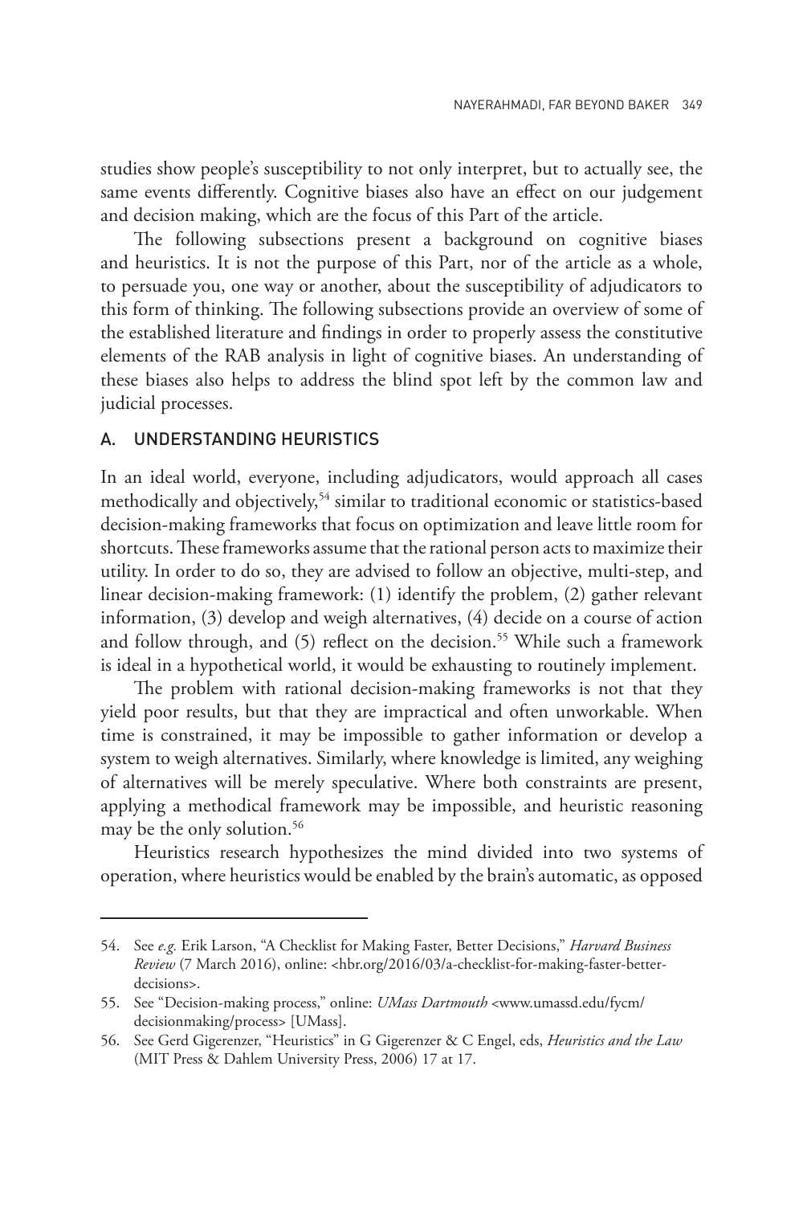studies show people's susceptibility to not only interpret, but to actually see, the same events differently. Cognitive biases also have an effect on our judgement and decision making, which are the focus of this Part of the article.

The following subsections present a background on cognitive biases and heuristics. It is not the purpose of this Part, nor of the article as a whole, to persuade you, one way or another, about the susceptibility of adjudicators to this form of thinking. The following subsections provide an overview of some of the established literature and findings in order to properly assess the constitutive elements of the RAB analysis in light of cognitive biases. An understanding of these biases also helps to address the blind spot left by the common law and judicial processes.

## A. UNDERSTANDING HEURISTICS

In an ideal world, everyone, including adjudicators, would approach all cases methodically and objectively,[54] similar to traditional economic or statistics-based decision-making frameworks that focus on optimization and leave little room for shortcuts. These frameworks assume that the rational person acts to maximize their utility. In order to do so, they are advised to follow an objective, multi-step, and linear decision-making framework: (1) identify the problem, (2) gather relevant information, (3) develop and weigh alternatives, (4) decide on a course of action and follow through, and (5) reflect on the decision.[55] While such a framework is ideal in a hypothetical world, it would be exhausting to routinely implement.

The problem with rational decision-making frameworks is not that they yield poor results, but that they are impractical and often unworkable. When time is constrained, it may be impossible to gather information or develop a system to weigh alternatives. Similarly, where knowledge is limited, any weighing of alternatives will be merely speculative. Where both constraints are present, applying a methodical framework may be impossible, and heuristic reasoning may be the only solution.[56]

Heuristics research hypothesizes the mind divided into two systems of operation, where heuristics would be enabled by the brain's automatic, as opposed

---

54. See *e.g.* Erik Larson, "A Checklist for Making Faster, Better Decisions," *Harvard Business Review* (7 March 2016), online: <hbr.org/2016/03/a-checklist-for-making-faster-better-decisions>.

55. See "Decision-making process," online: *UMass Dartmouth* <www.umassd.edu/fycm/decisionmaking/process> [UMass].

56. See Gerd Gigerenzer, "Heuristics" in G Gigerenzer & C Engel, eds, *Heuristics and the Law* (MIT Press & Dahlem University Press, 2006) 17 at 17.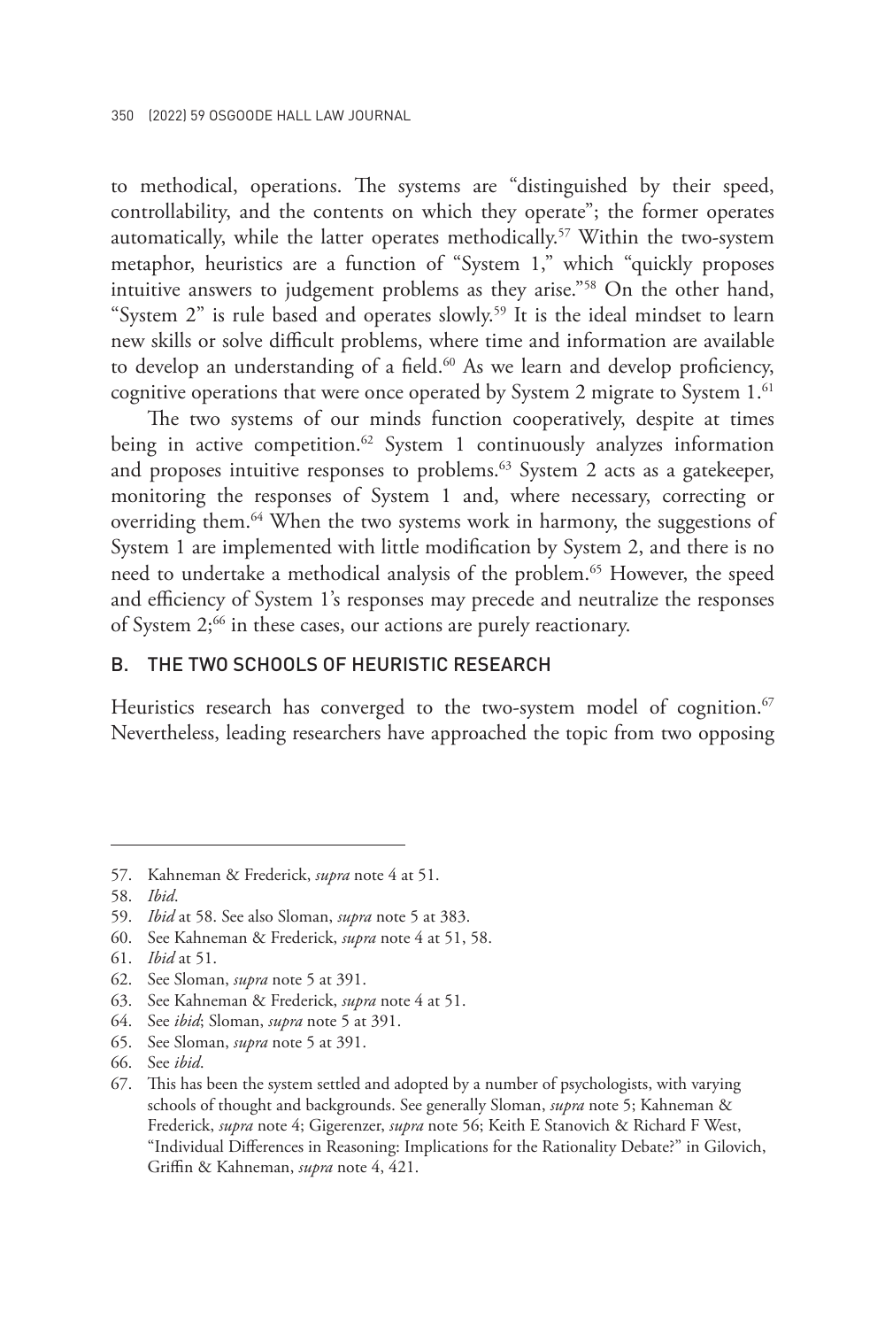to methodical, operations. The systems are "distinguished by their speed, controllability, and the contents on which they operate"; the former operates automatically, while the latter operates methodically.[57] Within the two-system metaphor, heuristics are a function of "System 1," which "quickly proposes intuitive answers to judgement problems as they arise."[58] On the other hand, "System 2" is rule based and operates slowly.[59] It is the ideal mindset to learn new skills or solve difficult problems, where time and information are available to develop an understanding of a field.[60] As we learn and develop proficiency, cognitive operations that were once operated by System 2 migrate to System 1.[61]

The two systems of our minds function cooperatively, despite at times being in active competition.[62] System 1 continuously analyzes information and proposes intuitive responses to problems.[63] System 2 acts as a gatekeeper, monitoring the responses of System 1 and, where necessary, correcting or overriding them.[64] When the two systems work in harmony, the suggestions of System 1 are implemented with little modification by System 2, and there is no need to undertake a methodical analysis of the problem.[65] However, the speed and efficiency of System 1's responses may precede and neutralize the responses of System 2;[66] in these cases, our actions are purely reactionary.

## B. THE TWO SCHOOLS OF HEURISTIC RESEARCH

Heuristics research has converged to the two-system model of cognition.[67] Nevertheless, leading researchers have approached the topic from two opposing

---

57. Kahneman & Frederick, *supra* note 4 at 51.
58. *Ibid*.
59. *Ibid* at 58. See also Sloman, *supra* note 5 at 383.
60. See Kahneman & Frederick, *supra* note 4 at 51, 58.
61. *Ibid* at 51.
62. See Sloman, *supra* note 5 at 391.
63. See Kahneman & Frederick, *supra* note 4 at 51.
64. See *ibid*; Sloman, *supra* note 5 at 391.
65. See Sloman, *supra* note 5 at 391.
66. See *ibid*.
67. This has been the system settled and adopted by a number of psychologists, with varying schools of thought and backgrounds. See generally Sloman, *supra* note 5; Kahneman & Frederick, *supra* note 4; Gigerenzer, *supra* note 56; Keith E Stanovich & Richard F West, "Individual Differences in Reasoning: Implications for the Rationality Debate?" in Gilovich, Griffin & Kahneman, *supra* note 4, 421.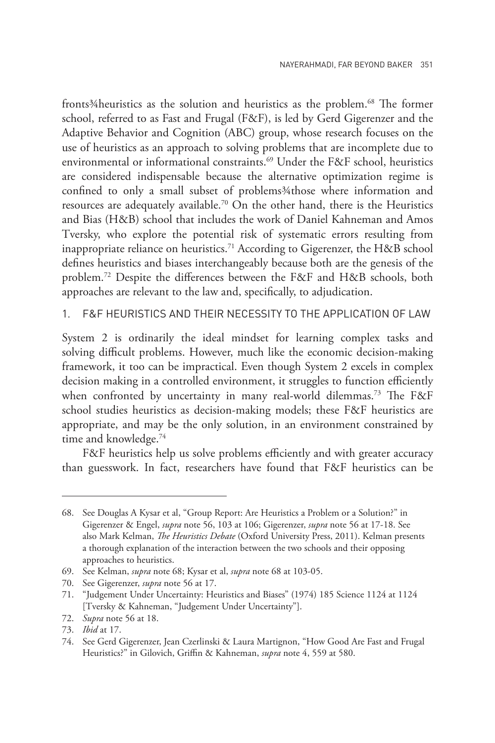fronts¾heuristics as the solution and heuristics as the problem.[68] The former school, referred to as Fast and Frugal (F&F), is led by Gerd Gigerenzer and the Adaptive Behavior and Cognition (ABC) group, whose research focuses on the use of heuristics as an approach to solving problems that are incomplete due to environmental or informational constraints.[69] Under the F&F school, heuristics are considered indispensable because the alternative optimization regime is confined to only a small subset of problems¾those where information and resources are adequately available.[70] On the other hand, there is the Heuristics and Bias (H&B) school that includes the work of Daniel Kahneman and Amos Tversky, who explore the potential risk of systematic errors resulting from inappropriate reliance on heuristics.[71] According to Gigerenzer, the H&B school defines heuristics and biases interchangeably because both are the genesis of the problem.[72] Despite the differences between the F&F and H&B schools, both approaches are relevant to the law and, specifically, to adjudication.

### 1. F&F HEURISTICS AND THEIR NECESSITY TO THE APPLICATION OF LAW

System 2 is ordinarily the ideal mindset for learning complex tasks and solving difficult problems. However, much like the economic decision-making framework, it too can be impractical. Even though System 2 excels in complex decision making in a controlled environment, it struggles to function efficiently when confronted by uncertainty in many real-world dilemmas.[73] The F&F school studies heuristics as decision-making models; these F&F heuristics are appropriate, and may be the only solution, in an environment constrained by time and knowledge.[74]

F&F heuristics help us solve problems efficiently and with greater accuracy than guesswork. In fact, researchers have found that F&F heuristics can be

---

68. See Douglas A Kysar et al, "Group Report: Are Heuristics a Problem or a Solution?" in Gigerenzer & Engel, *supra* note 56, 103 at 106; Gigerenzer, *supra* note 56 at 17-18. See also Mark Kelman, *The Heuristics Debate* (Oxford University Press, 2011). Kelman presents a thorough explanation of the interaction between the two schools and their opposing approaches to heuristics.
69. See Kelman, *supra* note 68; Kysar et al, *supra* note 68 at 103-05.
70. See Gigerenzer, *supra* note 56 at 17.
71. "Judgement Under Uncertainty: Heuristics and Biases" (1974) 185 Science 1124 at 1124 [Tversky & Kahneman, "Judgement Under Uncertainty"].
72. *Supra* note 56 at 18.
73. *Ibid* at 17.
74. See Gerd Gigerenzer, Jean Czerlinski & Laura Martignon, "How Good Are Fast and Frugal Heuristics?" in Gilovich, Griffin & Kahneman, *supra* note 4, 559 at 580.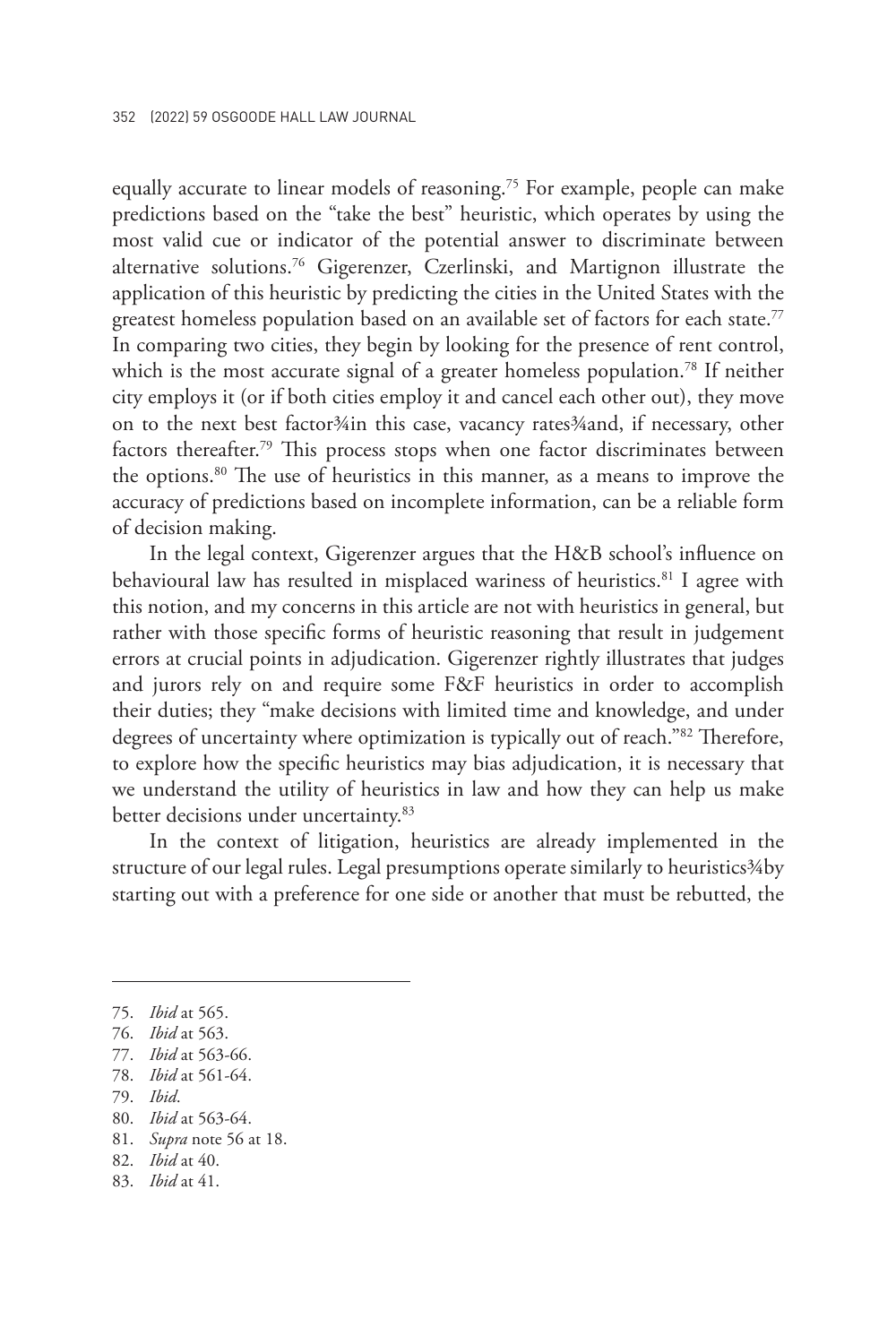equally accurate to linear models of reasoning.[75] For example, people can make predictions based on the "take the best" heuristic, which operates by using the most valid cue or indicator of the potential answer to discriminate between alternative solutions.[76] Gigerenzer, Czerlinski, and Martignon illustrate the application of this heuristic by predicting the cities in the United States with the greatest homeless population based on an available set of factors for each state.[77] In comparing two cities, they begin by looking for the presence of rent control, which is the most accurate signal of a greater homeless population.[78] If neither city employs it (or if both cities employ it and cancel each other out), they move on to the next best factor¾in this case, vacancy rates¾and, if necessary, other factors thereafter.[79] This process stops when one factor discriminates between the options.[80] The use of heuristics in this manner, as a means to improve the accuracy of predictions based on incomplete information, can be a reliable form of decision making.

In the legal context, Gigerenzer argues that the H&B school's influence on behavioural law has resulted in misplaced wariness of heuristics.[81] I agree with this notion, and my concerns in this article are not with heuristics in general, but rather with those specific forms of heuristic reasoning that result in judgement errors at crucial points in adjudication. Gigerenzer rightly illustrates that judges and jurors rely on and require some F&F heuristics in order to accomplish their duties; they "make decisions with limited time and knowledge, and under degrees of uncertainty where optimization is typically out of reach."[82] Therefore, to explore how the specific heuristics may bias adjudication, it is necessary that we understand the utility of heuristics in law and how they can help us make better decisions under uncertainty.[83]

In the context of litigation, heuristics are already implemented in the structure of our legal rules. Legal presumptions operate similarly to heuristics¾by starting out with a preference for one side or another that must be rebutted, the

---

75. *Ibid* at 565.
76. *Ibid* at 563.
77. *Ibid* at 563-66.
78. *Ibid* at 561-64.
79. *Ibid*.
80. *Ibid* at 563-64.
81. *Supra* note 56 at 18.
82. *Ibid* at 40.
83. *Ibid* at 41.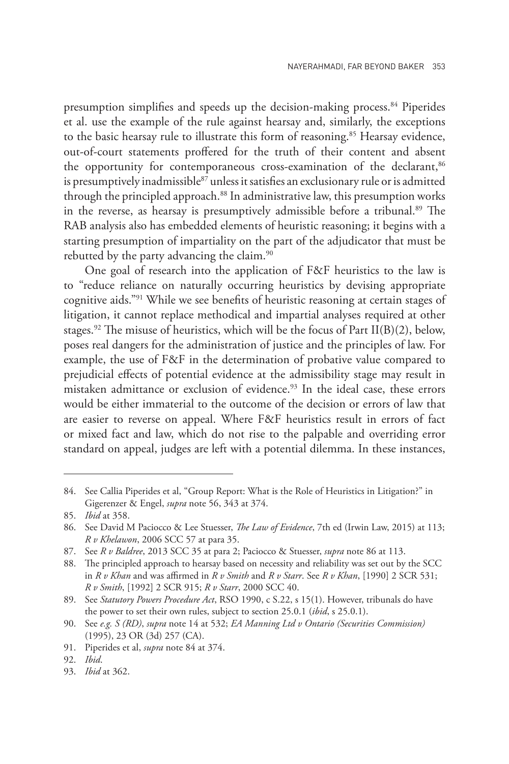presumption simplifies and speeds up the decision-making process.[84] Piperides et al. use the example of the rule against hearsay and, similarly, the exceptions to the basic hearsay rule to illustrate this form of reasoning.[85] Hearsay evidence, out-of-court statements proffered for the truth of their content and absent the opportunity for contemporaneous cross-examination of the declarant,[86] is presumptively inadmissible[87] unless it satisfies an exclusionary rule or is admitted through the principled approach.[88] In administrative law, this presumption works in the reverse, as hearsay is presumptively admissible before a tribunal.[89] The RAB analysis also has embedded elements of heuristic reasoning; it begins with a starting presumption of impartiality on the part of the adjudicator that must be rebutted by the party advancing the claim.[90]

One goal of research into the application of F&F heuristics to the law is to "reduce reliance on naturally occurring heuristics by devising appropriate cognitive aids."[91] While we see benefits of heuristic reasoning at certain stages of litigation, it cannot replace methodical and impartial analyses required at other stages.[92] The misuse of heuristics, which will be the focus of Part II(B)(2), below, poses real dangers for the administration of justice and the principles of law. For example, the use of F&F in the determination of probative value compared to prejudicial effects of potential evidence at the admissibility stage may result in mistaken admittance or exclusion of evidence.[93] In the ideal case, these errors would be either immaterial to the outcome of the decision or errors of law that are easier to reverse on appeal. Where F&F heuristics result in errors of fact or mixed fact and law, which do not rise to the palpable and overriding error standard on appeal, judges are left with a potential dilemma. In these instances,

---

84. See Callia Piperides et al, "Group Report: What is the Role of Heuristics in Litigation?" in Gigerenzer & Engel, *supra* note 56, 343 at 374.

85. *Ibid* at 358.

86. See David M Paciocco & Lee Stuesser, *The Law of Evidence*, 7th ed (Irwin Law, 2015) at 113; *R v Khelawon*, 2006 SCC 57 at para 35.

87. See *R v Baldree*, 2013 SCC 35 at para 2; Paciocco & Stuesser, *supra* note 86 at 113.

88. The principled approach to hearsay based on necessity and reliability was set out by the SCC in *R v Khan* and was affirmed in *R v Smith* and *R v Starr*. See *R v Khan*, [1990] 2 SCR 531; *R v Smith*, [1992] 2 SCR 915; *R v Starr*, 2000 SCC 40.

89. See *Statutory Powers Procedure Act*, RSO 1990, c S.22, s 15(1). However, tribunals do have the power to set their own rules, subject to section 25.0.1 (*ibid*, s 25.0.1).

90. See *e.g. S (RD)*, *supra* note 14 at 532; *EA Manning Ltd v Ontario (Securities Commission)* (1995), 23 OR (3d) 257 (CA).

91. Piperides et al, *supra* note 84 at 374.

92. *Ibid*.

93. *Ibid* at 362.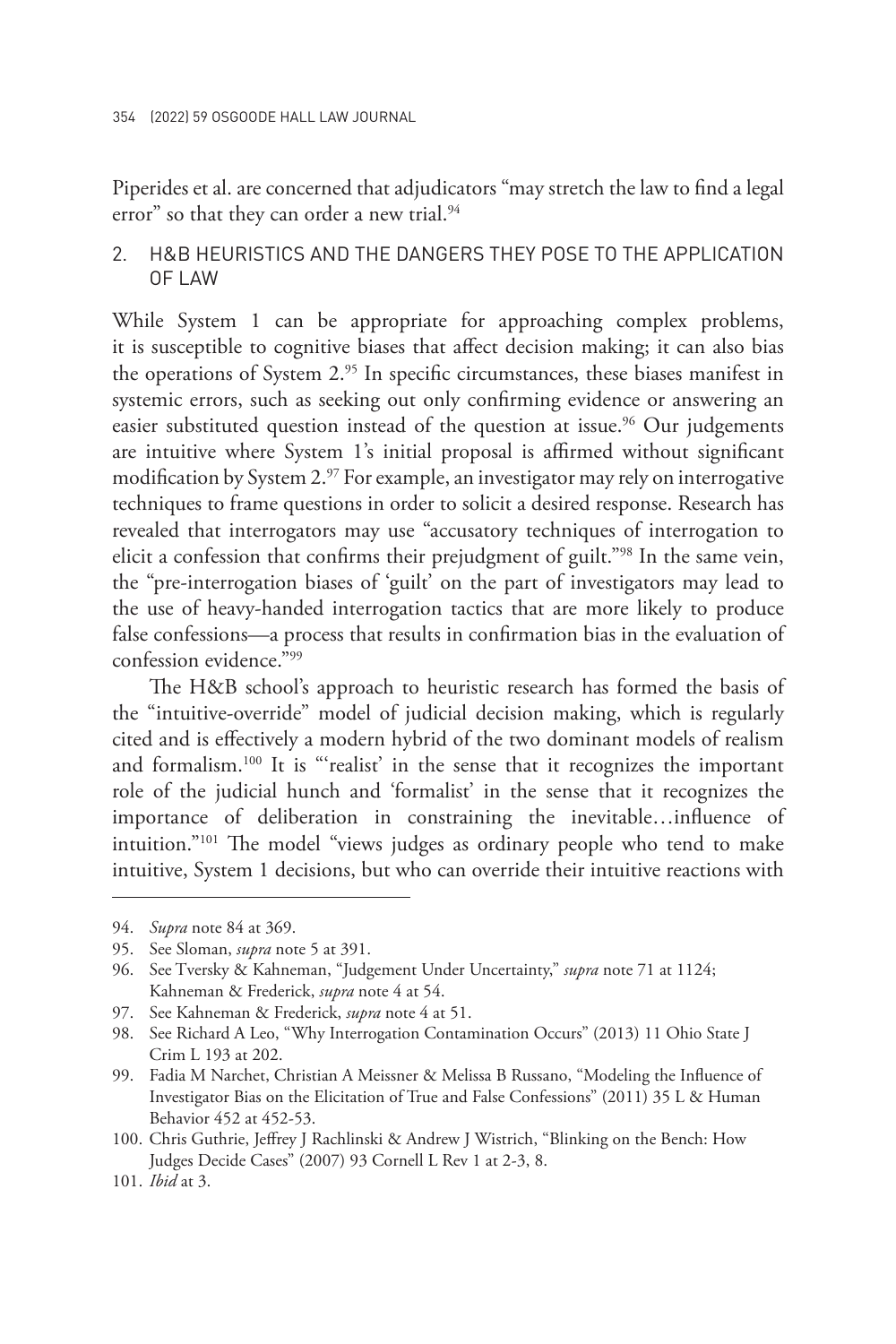Piperides et al. are concerned that adjudicators "may stretch the law to find a legal error" so that they can order a new trial.[94]

### 2. H&B HEURISTICS AND THE DANGERS THEY POSE TO THE APPLICATION OF LAW

While System 1 can be appropriate for approaching complex problems, it is susceptible to cognitive biases that affect decision making; it can also bias the operations of System 2.[95] In specific circumstances, these biases manifest in systemic errors, such as seeking out only confirming evidence or answering an easier substituted question instead of the question at issue.[96] Our judgements are intuitive where System 1's initial proposal is affirmed without significant modification by System 2.[97] For example, an investigator may rely on interrogative techniques to frame questions in order to solicit a desired response. Research has revealed that interrogators may use "accusatory techniques of interrogation to elicit a confession that confirms their prejudgment of guilt."[98] In the same vein, the "pre-interrogation biases of 'guilt' on the part of investigators may lead to the use of heavy-handed interrogation tactics that are more likely to produce false confessions—a process that results in confirmation bias in the evaluation of confession evidence."[99]

The H&B school's approach to heuristic research has formed the basis of the "intuitive-override" model of judicial decision making, which is regularly cited and is effectively a modern hybrid of the two dominant models of realism and formalism.[100] It is "'realist' in the sense that it recognizes the important role of the judicial hunch and 'formalist' in the sense that it recognizes the importance of deliberation in constraining the inevitable…influence of intuition."[101] The model "views judges as ordinary people who tend to make intuitive, System 1 decisions, but who can override their intuitive reactions with

---

94. *Supra* note 84 at 369.
95. See Sloman, *supra* note 5 at 391.
96. See Tversky & Kahneman, "Judgement Under Uncertainty," *supra* note 71 at 1124; Kahneman & Frederick, *supra* note 4 at 54.
97. See Kahneman & Frederick, *supra* note 4 at 51.
98. See Richard A Leo, "Why Interrogation Contamination Occurs" (2013) 11 Ohio State J Crim L 193 at 202.
99. Fadia M Narchet, Christian A Meissner & Melissa B Russano, "Modeling the Influence of Investigator Bias on the Elicitation of True and False Confessions" (2011) 35 L & Human Behavior 452 at 452-53.
100. Chris Guthrie, Jeffrey J Rachlinski & Andrew J Wistrich, "Blinking on the Bench: How Judges Decide Cases" (2007) 93 Cornell L Rev 1 at 2-3, 8.
101. *Ibid* at 3.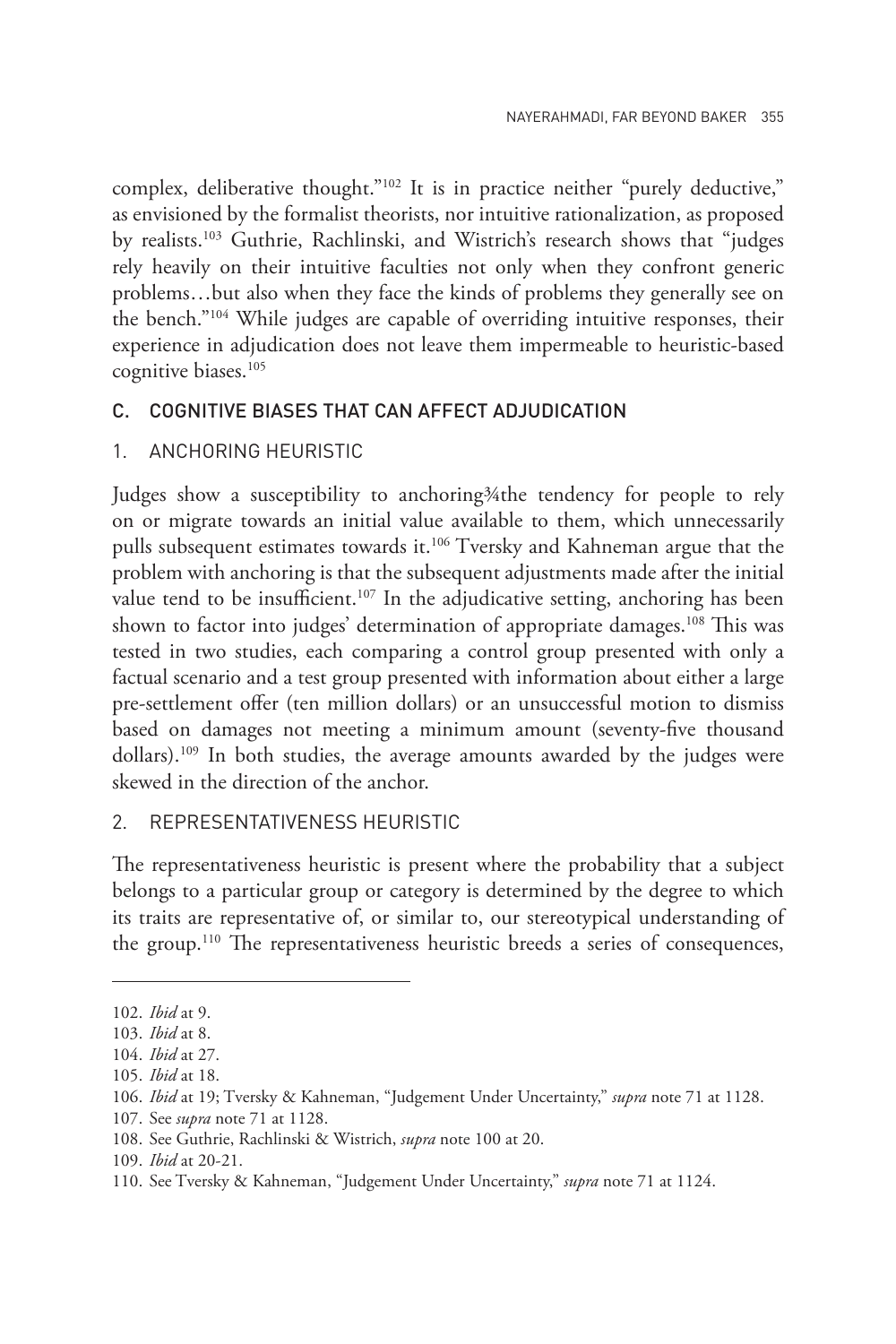complex, deliberative thought."[102] It is in practice neither "purely deductive," as envisioned by the formalist theorists, nor intuitive rationalization, as proposed by realists.[103] Guthrie, Rachlinski, and Wistrich's research shows that "judges rely heavily on their intuitive faculties not only when they confront generic problems…but also when they face the kinds of problems they generally see on the bench."[104] While judges are capable of overriding intuitive responses, their experience in adjudication does not leave them impermeable to heuristic-based cognitive biases.[105]

### C. COGNITIVE BIASES THAT CAN AFFECT ADJUDICATION

#### 1. ANCHORING HEURISTIC

Judges show a susceptibility to anchoring¾the tendency for people to rely on or migrate towards an initial value available to them, which unnecessarily pulls subsequent estimates towards it.[106] Tversky and Kahneman argue that the problem with anchoring is that the subsequent adjustments made after the initial value tend to be insufficient.[107] In the adjudicative setting, anchoring has been shown to factor into judges' determination of appropriate damages.[108] This was tested in two studies, each comparing a control group presented with only a factual scenario and a test group presented with information about either a large pre-settlement offer (ten million dollars) or an unsuccessful motion to dismiss based on damages not meeting a minimum amount (seventy-five thousand dollars).[109] In both studies, the average amounts awarded by the judges were skewed in the direction of the anchor.

#### 2. REPRESENTATIVENESS HEURISTIC

The representativeness heuristic is present where the probability that a subject belongs to a particular group or category is determined by the degree to which its traits are representative of, or similar to, our stereotypical understanding of the group.[110] The representativeness heuristic breeds a series of consequences,

---

102. *Ibid* at 9.

103. *Ibid* at 8.

104. *Ibid* at 27.

105. *Ibid* at 18.

106. *Ibid* at 19; Tversky & Kahneman, "Judgement Under Uncertainty," *supra* note 71 at 1128.

107. See *supra* note 71 at 1128.

108. See Guthrie, Rachlinski & Wistrich, *supra* note 100 at 20.

109. *Ibid* at 20-21.

110. See Tversky & Kahneman, "Judgement Under Uncertainty," *supra* note 71 at 1124.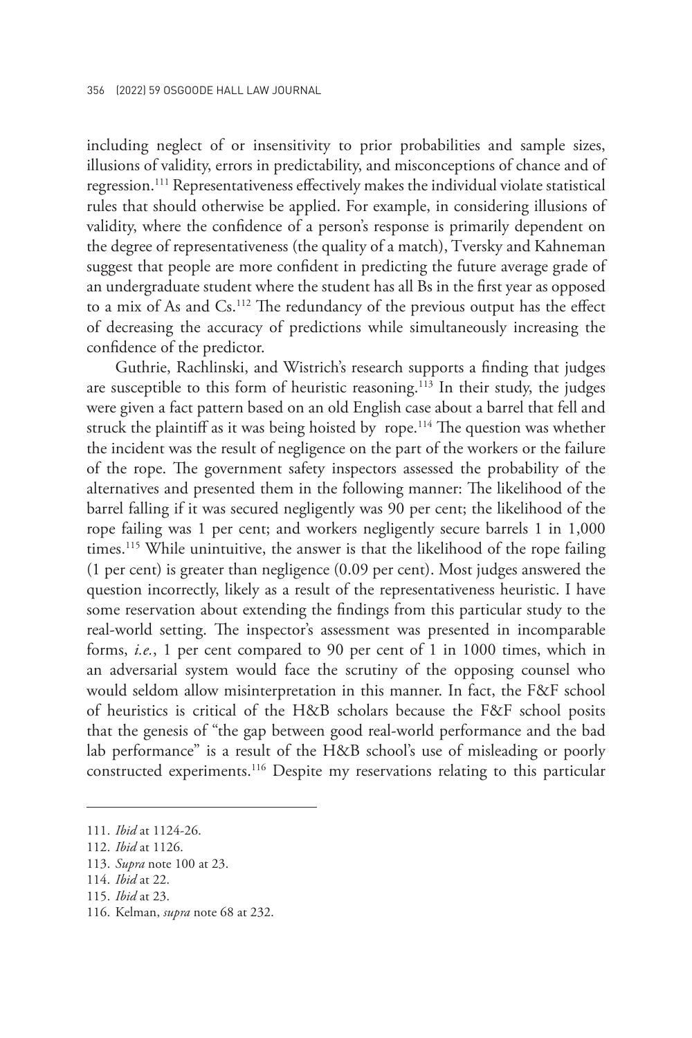including neglect of or insensitivity to prior probabilities and sample sizes, illusions of validity, errors in predictability, and misconceptions of chance and of regression.[111] Representativeness effectively makes the individual violate statistical rules that should otherwise be applied. For example, in considering illusions of validity, where the confidence of a person's response is primarily dependent on the degree of representativeness (the quality of a match), Tversky and Kahneman suggest that people are more confident in predicting the future average grade of an undergraduate student where the student has all Bs in the first year as opposed to a mix of As and Cs.[112] The redundancy of the previous output has the effect of decreasing the accuracy of predictions while simultaneously increasing the confidence of the predictor.

Guthrie, Rachlinski, and Wistrich's research supports a finding that judges are susceptible to this form of heuristic reasoning.[113] In their study, the judges were given a fact pattern based on an old English case about a barrel that fell and struck the plaintiff as it was being hoisted by rope.[114] The question was whether the incident was the result of negligence on the part of the workers or the failure of the rope. The government safety inspectors assessed the probability of the alternatives and presented them in the following manner: The likelihood of the barrel falling if it was secured negligently was 90 per cent; the likelihood of the rope failing was 1 per cent; and workers negligently secure barrels 1 in 1,000 times.[115] While unintuitive, the answer is that the likelihood of the rope failing (1 per cent) is greater than negligence (0.09 per cent). Most judges answered the question incorrectly, likely as a result of the representativeness heuristic. I have some reservation about extending the findings from this particular study to the real-world setting. The inspector's assessment was presented in incomparable forms, *i.e.*, 1 per cent compared to 90 per cent of 1 in 1000 times, which in an adversarial system would face the scrutiny of the opposing counsel who would seldom allow misinterpretation in this manner. In fact, the F&F school of heuristics is critical of the H&B scholars because the F&F school posits that the genesis of "the gap between good real-world performance and the bad lab performance" is a result of the H&B school's use of misleading or poorly constructed experiments.[116] Despite my reservations relating to this particular

---

111. *Ibid* at 1124-26.
112. *Ibid* at 1126.
113. *Supra* note 100 at 23.
114. *Ibid* at 22.
115. *Ibid* at 23.
116. Kelman, *supra* note 68 at 232.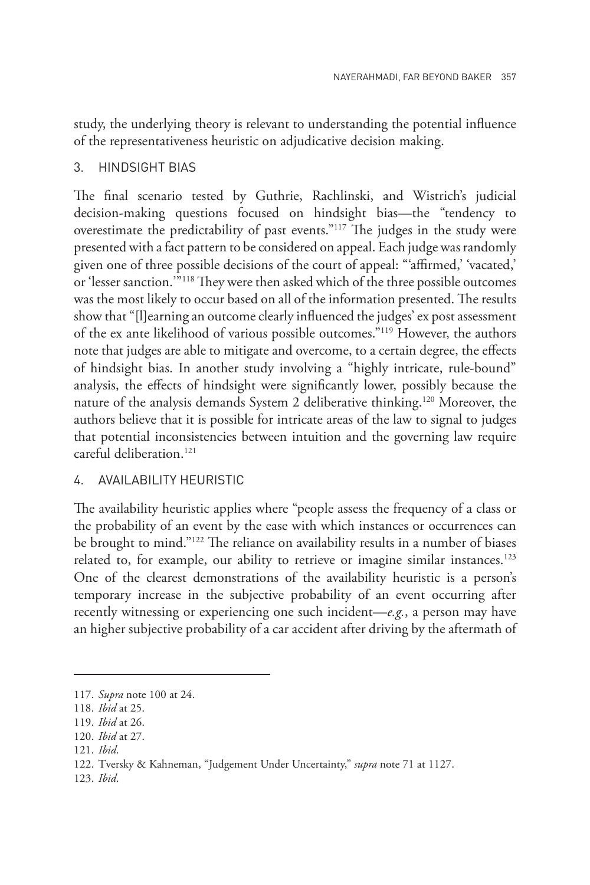study, the underlying theory is relevant to understanding the potential influence of the representativeness heuristic on adjudicative decision making.

### 3. HINDSIGHT BIAS

The final scenario tested by Guthrie, Rachlinski, and Wistrich's judicial decision-making questions focused on hindsight bias—the "tendency to overestimate the predictability of past events."[117] The judges in the study were presented with a fact pattern to be considered on appeal. Each judge was randomly given one of three possible decisions of the court of appeal: "'affirmed,' 'vacated,' or 'lesser sanction.'"[118] They were then asked which of the three possible outcomes was the most likely to occur based on all of the information presented. The results show that "[l]earning an outcome clearly influenced the judges' ex post assessment of the ex ante likelihood of various possible outcomes."[119] However, the authors note that judges are able to mitigate and overcome, to a certain degree, the effects of hindsight bias. In another study involving a "highly intricate, rule-bound" analysis, the effects of hindsight were significantly lower, possibly because the nature of the analysis demands System 2 deliberative thinking.[120] Moreover, the authors believe that it is possible for intricate areas of the law to signal to judges that potential inconsistencies between intuition and the governing law require careful deliberation.[121]

### 4. AVAILABILITY HEURISTIC

The availability heuristic applies where "people assess the frequency of a class or the probability of an event by the ease with which instances or occurrences can be brought to mind."[122] The reliance on availability results in a number of biases related to, for example, our ability to retrieve or imagine similar instances.[123] One of the clearest demonstrations of the availability heuristic is a person's temporary increase in the subjective probability of an event occurring after recently witnessing or experiencing one such incident—*e.g.*, a person may have an higher subjective probability of a car accident after driving by the aftermath of

---

117. *Supra* note 100 at 24.

118. *Ibid* at 25.

119. *Ibid* at 26.

120. *Ibid* at 27.

121. *Ibid*.

122. Tversky & Kahneman, "Judgement Under Uncertainty," *supra* note 71 at 1127.

123. *Ibid*.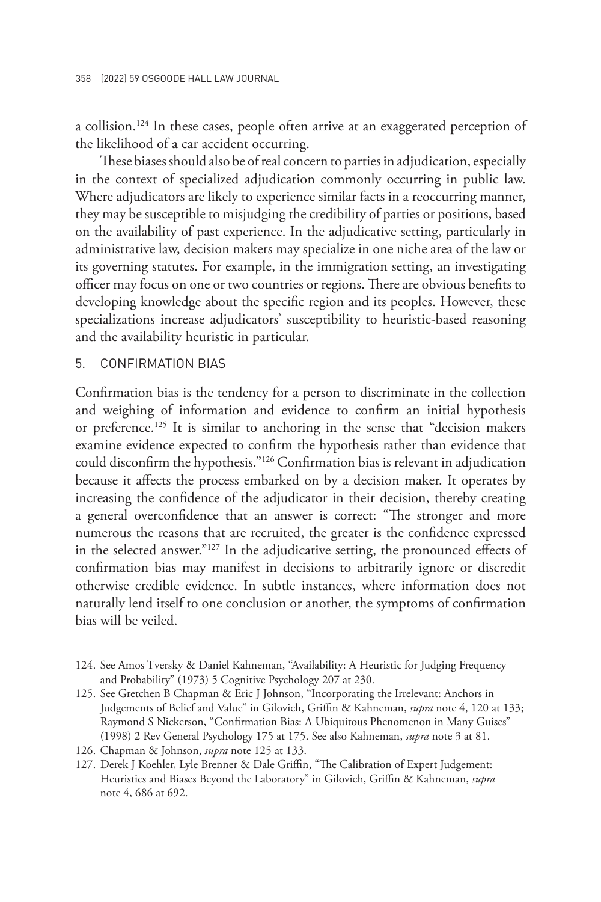a collision.[124] In these cases, people often arrive at an exaggerated perception of the likelihood of a car accident occurring.

These biases should also be of real concern to parties in adjudication, especially in the context of specialized adjudication commonly occurring in public law. Where adjudicators are likely to experience similar facts in a reoccurring manner, they may be susceptible to misjudging the credibility of parties or positions, based on the availability of past experience. In the adjudicative setting, particularly in administrative law, decision makers may specialize in one niche area of the law or its governing statutes. For example, in the immigration setting, an investigating officer may focus on one or two countries or regions. There are obvious benefits to developing knowledge about the specific region and its peoples. However, these specializations increase adjudicators' susceptibility to heuristic-based reasoning and the availability heuristic in particular.

### 5. CONFIRMATION BIAS

Confirmation bias is the tendency for a person to discriminate in the collection and weighing of information and evidence to confirm an initial hypothesis or preference.[125] It is similar to anchoring in the sense that "decision makers examine evidence expected to confirm the hypothesis rather than evidence that could disconfirm the hypothesis."[126] Confirmation bias is relevant in adjudication because it affects the process embarked on by a decision maker. It operates by increasing the confidence of the adjudicator in their decision, thereby creating a general overconfidence that an answer is correct: "The stronger and more numerous the reasons that are recruited, the greater is the confidence expressed in the selected answer."[127] In the adjudicative setting, the pronounced effects of confirmation bias may manifest in decisions to arbitrarily ignore or discredit otherwise credible evidence. In subtle instances, where information does not naturally lend itself to one conclusion or another, the symptoms of confirmation bias will be veiled.

---

124. See Amos Tversky & Daniel Kahneman, "Availability: A Heuristic for Judging Frequency and Probability" (1973) 5 Cognitive Psychology 207 at 230.

125. See Gretchen B Chapman & Eric J Johnson, "Incorporating the Irrelevant: Anchors in Judgements of Belief and Value" in Gilovich, Griffin & Kahneman, *supra* note 4, 120 at 133; Raymond S Nickerson, "Confirmation Bias: A Ubiquitous Phenomenon in Many Guises" (1998) 2 Rev General Psychology 175 at 175. See also Kahneman, *supra* note 3 at 81.

126. Chapman & Johnson, *supra* note 125 at 133.

127. Derek J Koehler, Lyle Brenner & Dale Griffin, "The Calibration of Expert Judgement: Heuristics and Biases Beyond the Laboratory" in Gilovich, Griffin & Kahneman, *supra* note 4, 686 at 692.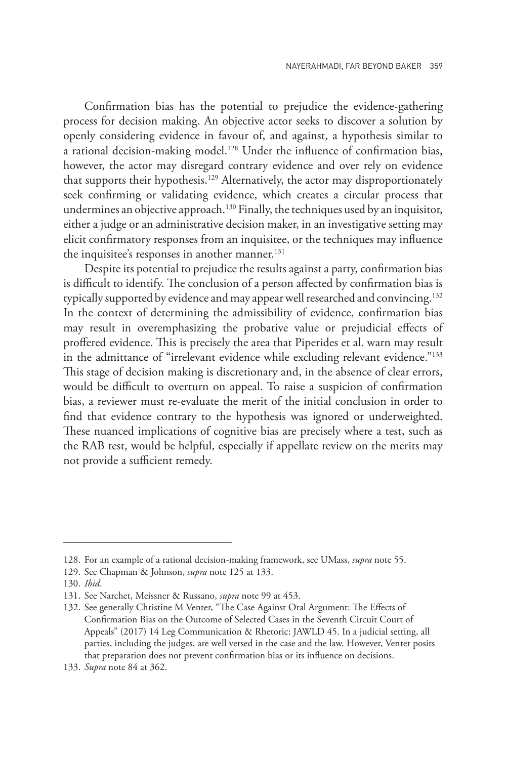Confirmation bias has the potential to prejudice the evidence-gathering process for decision making. An objective actor seeks to discover a solution by openly considering evidence in favour of, and against, a hypothesis similar to a rational decision-making model.[128] Under the influence of confirmation bias, however, the actor may disregard contrary evidence and over rely on evidence that supports their hypothesis.[129] Alternatively, the actor may disproportionately seek confirming or validating evidence, which creates a circular process that undermines an objective approach.[130] Finally, the techniques used by an inquisitor, either a judge or an administrative decision maker, in an investigative setting may elicit confirmatory responses from an inquisitee, or the techniques may influence the inquisitee's responses in another manner.[131]

Despite its potential to prejudice the results against a party, confirmation bias is difficult to identify. The conclusion of a person affected by confirmation bias is typically supported by evidence and may appear well researched and convincing.[132] In the context of determining the admissibility of evidence, confirmation bias may result in overemphasizing the probative value or prejudicial effects of proffered evidence. This is precisely the area that Piperides et al. warn may result in the admittance of "irrelevant evidence while excluding relevant evidence."[133] This stage of decision making is discretionary and, in the absence of clear errors, would be difficult to overturn on appeal. To raise a suspicion of confirmation bias, a reviewer must re-evaluate the merit of the initial conclusion in order to find that evidence contrary to the hypothesis was ignored or underweighted. These nuanced implications of cognitive bias are precisely where a test, such as the RAB test, would be helpful, especially if appellate review on the merits may not provide a sufficient remedy.

---

128. For an example of a rational decision-making framework, see UMass, *supra* note 55.
129. See Chapman & Johnson, *supra* note 125 at 133.
130. *Ibid*.
131. See Narchet, Meissner & Russano, *supra* note 99 at 453.
132. See generally Christine M Venter, "The Case Against Oral Argument: The Effects of Confirmation Bias on the Outcome of Selected Cases in the Seventh Circuit Court of Appeals" (2017) 14 Leg Communication & Rhetoric: JAWLD 45. In a judicial setting, all parties, including the judges, are well versed in the case and the law. However, Venter posits that preparation does not prevent confirmation bias or its influence on decisions.
133. *Supra* note 84 at 362.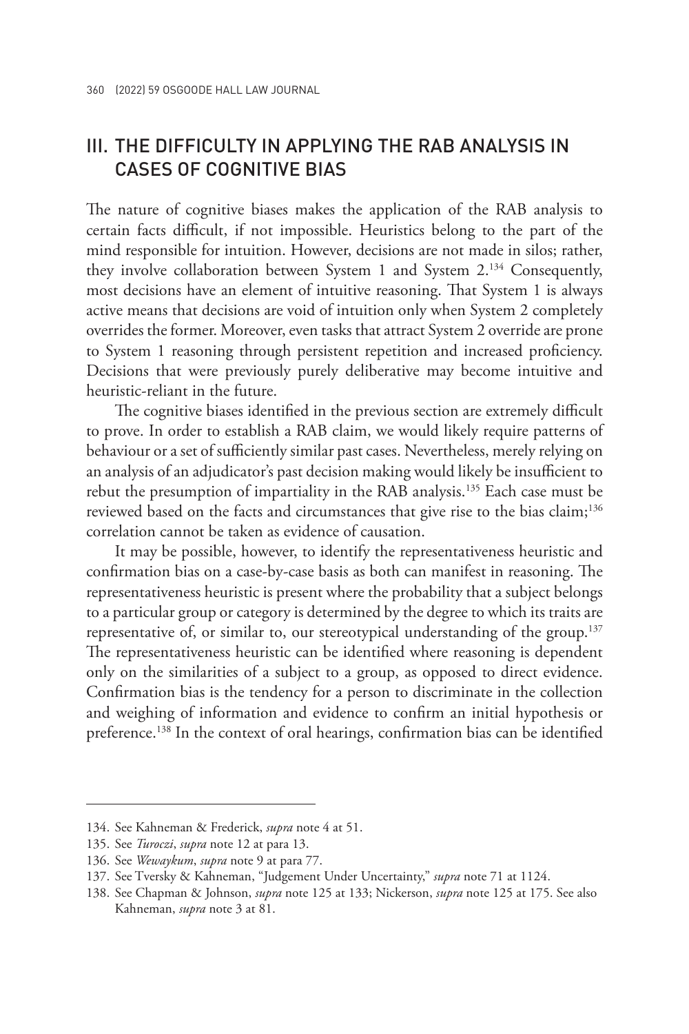## III. THE DIFFICULTY IN APPLYING THE RAB ANALYSIS IN CASES OF COGNITIVE BIAS

The nature of cognitive biases makes the application of the RAB analysis to certain facts difficult, if not impossible. Heuristics belong to the part of the mind responsible for intuition. However, decisions are not made in silos; rather, they involve collaboration between System 1 and System 2.[134] Consequently, most decisions have an element of intuitive reasoning. That System 1 is always active means that decisions are void of intuition only when System 2 completely overrides the former. Moreover, even tasks that attract System 2 override are prone to System 1 reasoning through persistent repetition and increased proficiency. Decisions that were previously purely deliberative may become intuitive and heuristic-reliant in the future.

The cognitive biases identified in the previous section are extremely difficult to prove. In order to establish a RAB claim, we would likely require patterns of behaviour or a set of sufficiently similar past cases. Nevertheless, merely relying on an analysis of an adjudicator's past decision making would likely be insufficient to rebut the presumption of impartiality in the RAB analysis.[135] Each case must be reviewed based on the facts and circumstances that give rise to the bias claim;[136] correlation cannot be taken as evidence of causation.

It may be possible, however, to identify the representativeness heuristic and confirmation bias on a case-by-case basis as both can manifest in reasoning. The representativeness heuristic is present where the probability that a subject belongs to a particular group or category is determined by the degree to which its traits are representative of, or similar to, our stereotypical understanding of the group.[137] The representativeness heuristic can be identified where reasoning is dependent only on the similarities of a subject to a group, as opposed to direct evidence. Confirmation bias is the tendency for a person to discriminate in the collection and weighing of information and evidence to confirm an initial hypothesis or preference.[138] In the context of oral hearings, confirmation bias can be identified

---

134. See Kahneman & Frederick, *supra* note 4 at 51.

135. See *Turoczi*, *supra* note 12 at para 13.

136. See *Wewaykum*, *supra* note 9 at para 77.

137. See Tversky & Kahneman, "Judgement Under Uncertainty," *supra* note 71 at 1124.

138. See Chapman & Johnson, *supra* note 125 at 133; Nickerson, *supra* note 125 at 175. See also Kahneman, *supra* note 3 at 81.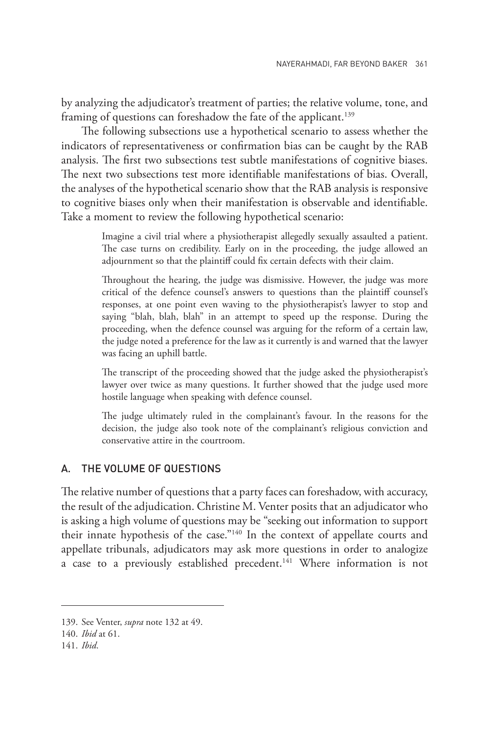by analyzing the adjudicator's treatment of parties; the relative volume, tone, and framing of questions can foreshadow the fate of the applicant.[139]

The following subsections use a hypothetical scenario to assess whether the indicators of representativeness or confirmation bias can be caught by the RAB analysis. The first two subsections test subtle manifestations of cognitive biases. The next two subsections test more identifiable manifestations of bias. Overall, the analyses of the hypothetical scenario show that the RAB analysis is responsive to cognitive biases only when their manifestation is observable and identifiable. Take a moment to review the following hypothetical scenario:

> Imagine a civil trial where a physiotherapist allegedly sexually assaulted a patient. The case turns on credibility. Early on in the proceeding, the judge allowed an adjournment so that the plaintiff could fix certain defects with their claim.
>
> Throughout the hearing, the judge was dismissive. However, the judge was more critical of the defence counsel's answers to questions than the plaintiff counsel's responses, at one point even waving to the physiotherapist's lawyer to stop and saying "blah, blah, blah" in an attempt to speed up the response. During the proceeding, when the defence counsel was arguing for the reform of a certain law, the judge noted a preference for the law as it currently is and warned that the lawyer was facing an uphill battle.
>
> The transcript of the proceeding showed that the judge asked the physiotherapist's lawyer over twice as many questions. It further showed that the judge used more hostile language when speaking with defence counsel.
>
> The judge ultimately ruled in the complainant's favour. In the reasons for the decision, the judge also took note of the complainant's religious conviction and conservative attire in the courtroom.

## A. THE VOLUME OF QUESTIONS

The relative number of questions that a party faces can foreshadow, with accuracy, the result of the adjudication. Christine M. Venter posits that an adjudicator who is asking a high volume of questions may be "seeking out information to support their innate hypothesis of the case."[140] In the context of appellate courts and appellate tribunals, adjudicators may ask more questions in order to analogize a case to a previously established precedent.[141] Where information is not

---

139. See Venter, *supra* note 132 at 49.

140. *Ibid* at 61.

141. *Ibid*.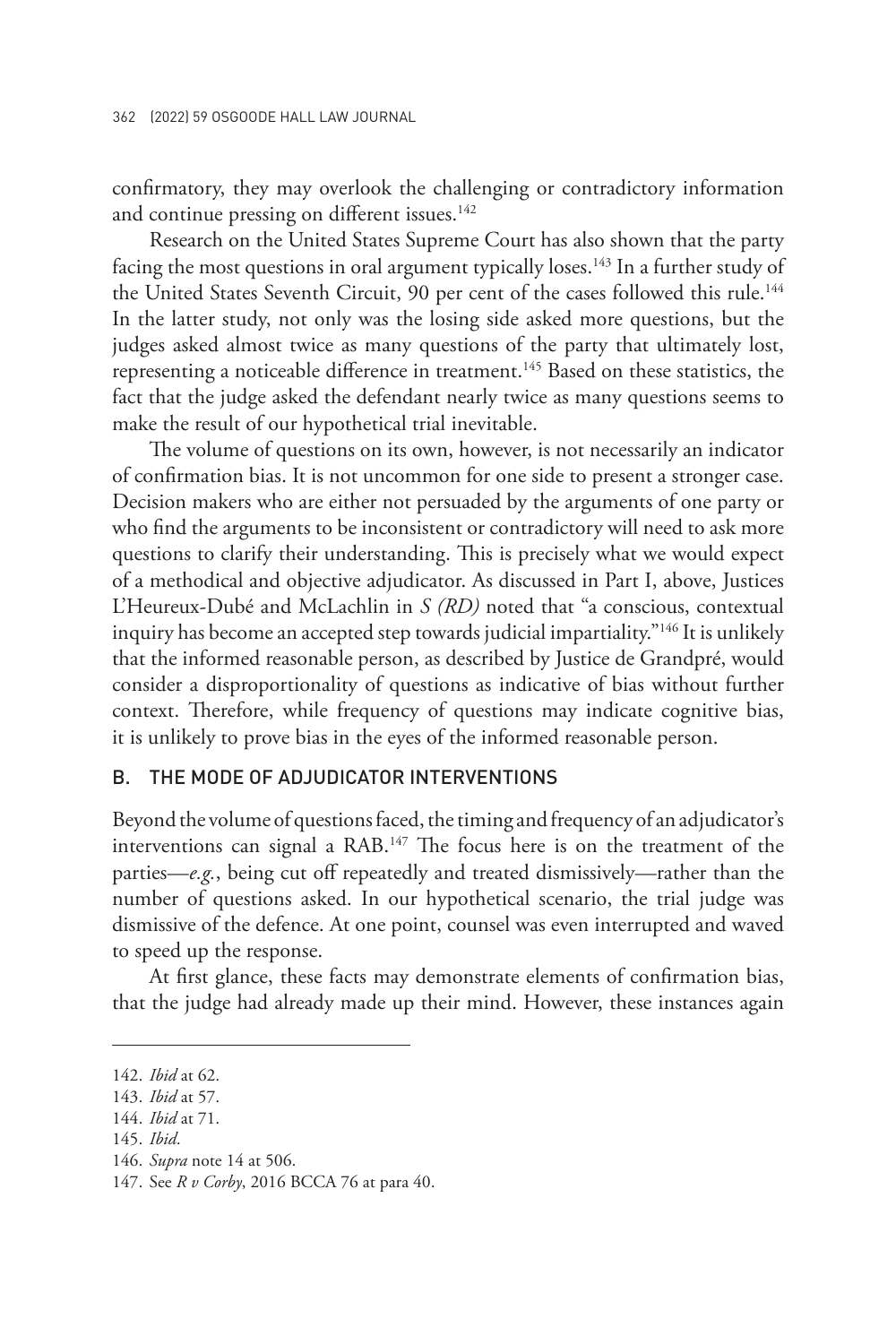confirmatory, they may overlook the challenging or contradictory information and continue pressing on different issues.[142]

Research on the United States Supreme Court has also shown that the party facing the most questions in oral argument typically loses.[143] In a further study of the United States Seventh Circuit, 90 per cent of the cases followed this rule.[144] In the latter study, not only was the losing side asked more questions, but the judges asked almost twice as many questions of the party that ultimately lost, representing a noticeable difference in treatment.[145] Based on these statistics, the fact that the judge asked the defendant nearly twice as many questions seems to make the result of our hypothetical trial inevitable.

The volume of questions on its own, however, is not necessarily an indicator of confirmation bias. It is not uncommon for one side to present a stronger case. Decision makers who are either not persuaded by the arguments of one party or who find the arguments to be inconsistent or contradictory will need to ask more questions to clarify their understanding. This is precisely what we would expect of a methodical and objective adjudicator. As discussed in Part I, above, Justices L'Heureux-Dubé and McLachlin in *S (RD)* noted that "a conscious, contextual inquiry has become an accepted step towards judicial impartiality."[146] It is unlikely that the informed reasonable person, as described by Justice de Grandpré, would consider a disproportionality of questions as indicative of bias without further context. Therefore, while frequency of questions may indicate cognitive bias, it is unlikely to prove bias in the eyes of the informed reasonable person.

## B. THE MODE OF ADJUDICATOR INTERVENTIONS

Beyond the volume of questions faced, the timing and frequency of an adjudicator's interventions can signal a RAB.[147] The focus here is on the treatment of the parties—*e.g.*, being cut off repeatedly and treated dismissively—rather than the number of questions asked. In our hypothetical scenario, the trial judge was dismissive of the defence. At one point, counsel was even interrupted and waved to speed up the response.

At first glance, these facts may demonstrate elements of confirmation bias, that the judge had already made up their mind. However, these instances again

142. *Ibid* at 62.

143. *Ibid* at 57.

144. *Ibid* at 71.

145. *Ibid*.

146. *Supra* note 14 at 506.

147. See *R v Corby*, 2016 BCCA 76 at para 40.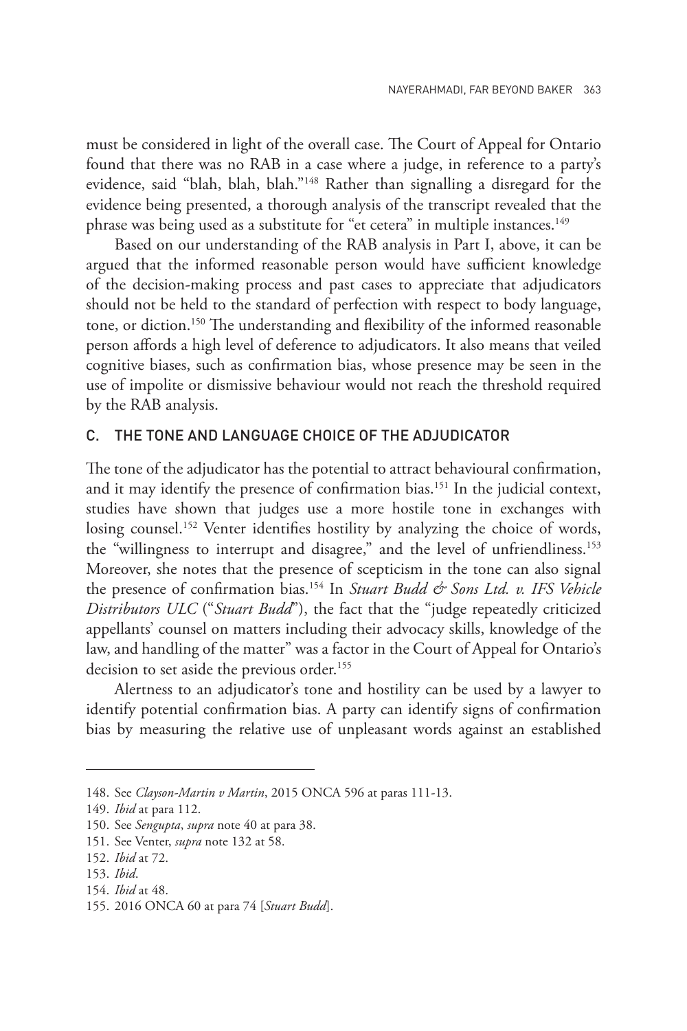must be considered in light of the overall case. The Court of Appeal for Ontario found that there was no RAB in a case where a judge, in reference to a party's evidence, said "blah, blah, blah."[148] Rather than signalling a disregard for the evidence being presented, a thorough analysis of the transcript revealed that the phrase was being used as a substitute for "et cetera" in multiple instances.[149]

Based on our understanding of the RAB analysis in Part I, above, it can be argued that the informed reasonable person would have sufficient knowledge of the decision-making process and past cases to appreciate that adjudicators should not be held to the standard of perfection with respect to body language, tone, or diction.[150] The understanding and flexibility of the informed reasonable person affords a high level of deference to adjudicators. It also means that veiled cognitive biases, such as confirmation bias, whose presence may be seen in the use of impolite or dismissive behaviour would not reach the threshold required by the RAB analysis.

### C. THE TONE AND LANGUAGE CHOICE OF THE ADJUDICATOR

The tone of the adjudicator has the potential to attract behavioural confirmation, and it may identify the presence of confirmation bias.[151] In the judicial context, studies have shown that judges use a more hostile tone in exchanges with losing counsel.[152] Venter identifies hostility by analyzing the choice of words, the "willingness to interrupt and disagree," and the level of unfriendliness.[153] Moreover, she notes that the presence of scepticism in the tone can also signal the presence of confirmation bias.[154] In *Stuart Budd & Sons Ltd. v. IFS Vehicle Distributors ULC* ("*Stuart Budd*"), the fact that the "judge repeatedly criticized appellants' counsel on matters including their advocacy skills, knowledge of the law, and handling of the matter" was a factor in the Court of Appeal for Ontario's decision to set aside the previous order.[155]

Alertness to an adjudicator's tone and hostility can be used by a lawyer to identify potential confirmation bias. A party can identify signs of confirmation bias by measuring the relative use of unpleasant words against an established

---

148. See *Clayson-Martin v Martin*, 2015 ONCA 596 at paras 111-13.
149. *Ibid* at para 112.
150. See *Sengupta*, *supra* note 40 at para 38.
151. See Venter, *supra* note 132 at 58.
152. *Ibid* at 72.
153. *Ibid*.
154. *Ibid* at 48.
155. 2016 ONCA 60 at para 74 [*Stuart Budd*].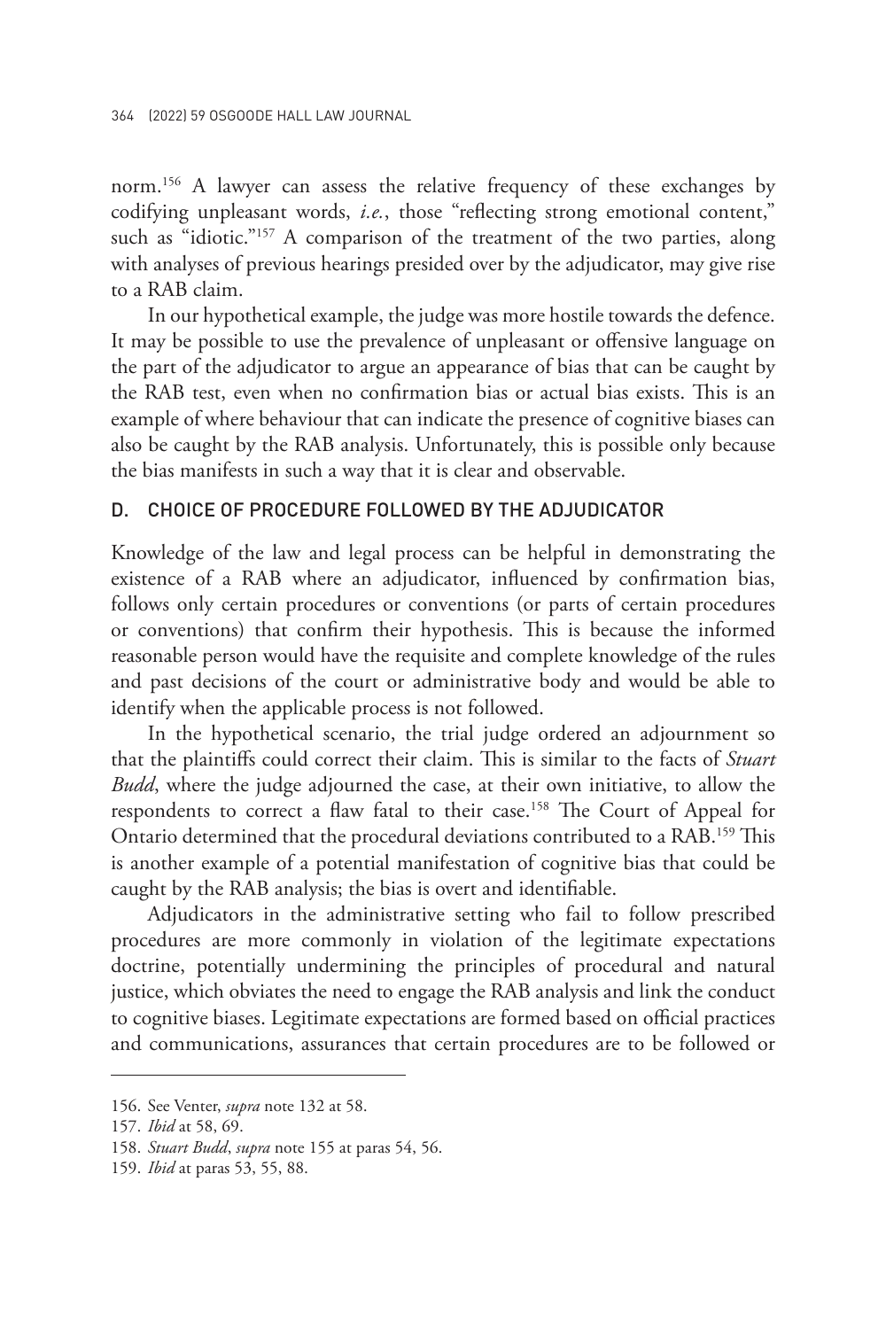norm.[156] A lawyer can assess the relative frequency of these exchanges by codifying unpleasant words, *i.e.*, those "reflecting strong emotional content," such as "idiotic."[157] A comparison of the treatment of the two parties, along with analyses of previous hearings presided over by the adjudicator, may give rise to a RAB claim.

In our hypothetical example, the judge was more hostile towards the defence. It may be possible to use the prevalence of unpleasant or offensive language on the part of the adjudicator to argue an appearance of bias that can be caught by the RAB test, even when no confirmation bias or actual bias exists. This is an example of where behaviour that can indicate the presence of cognitive biases can also be caught by the RAB analysis. Unfortunately, this is possible only because the bias manifests in such a way that it is clear and observable.

### D. CHOICE OF PROCEDURE FOLLOWED BY THE ADJUDICATOR

Knowledge of the law and legal process can be helpful in demonstrating the existence of a RAB where an adjudicator, influenced by confirmation bias, follows only certain procedures or conventions (or parts of certain procedures or conventions) that confirm their hypothesis. This is because the informed reasonable person would have the requisite and complete knowledge of the rules and past decisions of the court or administrative body and would be able to identify when the applicable process is not followed.

In the hypothetical scenario, the trial judge ordered an adjournment so that the plaintiffs could correct their claim. This is similar to the facts of *Stuart Budd*, where the judge adjourned the case, at their own initiative, to allow the respondents to correct a flaw fatal to their case.[158] The Court of Appeal for Ontario determined that the procedural deviations contributed to a RAB.[159] This is another example of a potential manifestation of cognitive bias that could be caught by the RAB analysis; the bias is overt and identifiable.

Adjudicators in the administrative setting who fail to follow prescribed procedures are more commonly in violation of the legitimate expectations doctrine, potentially undermining the principles of procedural and natural justice, which obviates the need to engage the RAB analysis and link the conduct to cognitive biases. Legitimate expectations are formed based on official practices and communications, assurances that certain procedures are to be followed or

---

156. See Venter, *supra* note 132 at 58.

157. *Ibid* at 58, 69.

158. *Stuart Budd*, *supra* note 155 at paras 54, 56.

159. *Ibid* at paras 53, 55, 88.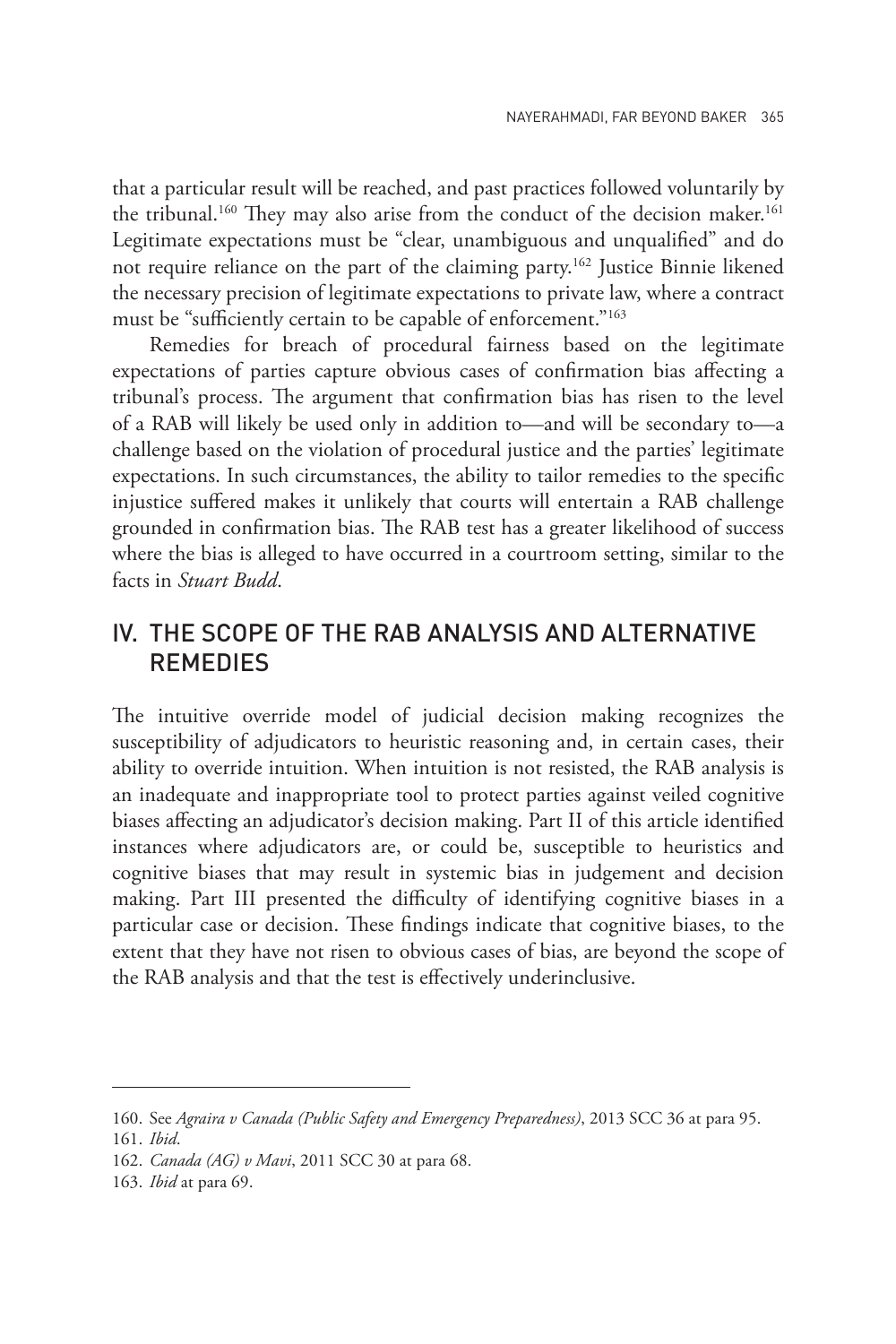that a particular result will be reached, and past practices followed voluntarily by the tribunal.[160] They may also arise from the conduct of the decision maker.[161] Legitimate expectations must be "clear, unambiguous and unqualified" and do not require reliance on the part of the claiming party.[162] Justice Binnie likened the necessary precision of legitimate expectations to private law, where a contract must be "sufficiently certain to be capable of enforcement."[163]

Remedies for breach of procedural fairness based on the legitimate expectations of parties capture obvious cases of confirmation bias affecting a tribunal's process. The argument that confirmation bias has risen to the level of a RAB will likely be used only in addition to—and will be secondary to—a challenge based on the violation of procedural justice and the parties' legitimate expectations. In such circumstances, the ability to tailor remedies to the specific injustice suffered makes it unlikely that courts will entertain a RAB challenge grounded in confirmation bias. The RAB test has a greater likelihood of success where the bias is alleged to have occurred in a courtroom setting, similar to the facts in *Stuart Budd*.

## IV. THE SCOPE OF THE RAB ANALYSIS AND ALTERNATIVE REMEDIES

The intuitive override model of judicial decision making recognizes the susceptibility of adjudicators to heuristic reasoning and, in certain cases, their ability to override intuition. When intuition is not resisted, the RAB analysis is an inadequate and inappropriate tool to protect parties against veiled cognitive biases affecting an adjudicator's decision making. Part II of this article identified instances where adjudicators are, or could be, susceptible to heuristics and cognitive biases that may result in systemic bias in judgement and decision making. Part III presented the difficulty of identifying cognitive biases in a particular case or decision. These findings indicate that cognitive biases, to the extent that they have not risen to obvious cases of bias, are beyond the scope of the RAB analysis and that the test is effectively underinclusive.

---

160. See *Agraira v Canada (Public Safety and Emergency Preparedness)*, 2013 SCC 36 at para 95.

161. *Ibid*.

162. *Canada (AG) v Mavi*, 2011 SCC 30 at para 68.

163. *Ibid* at para 69.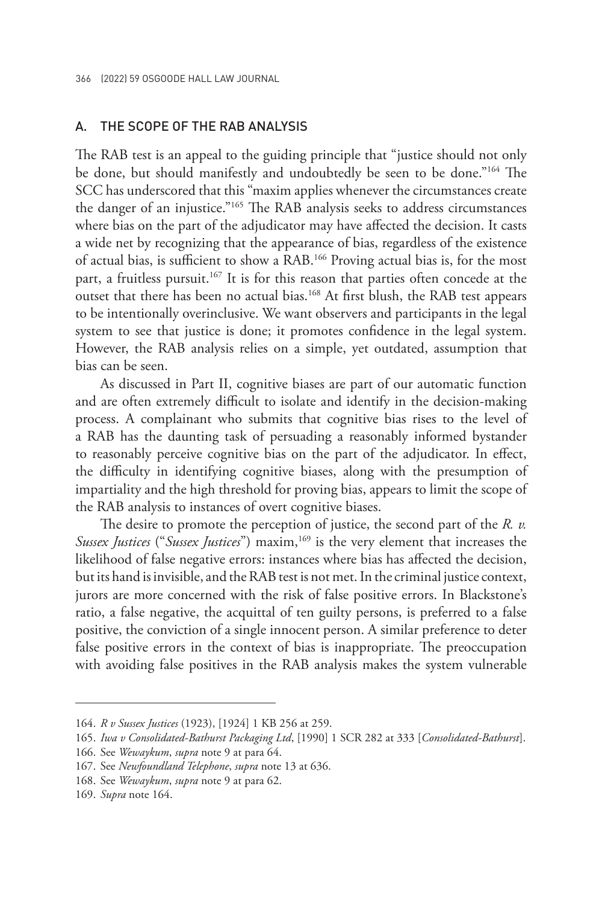## A. THE SCOPE OF THE RAB ANALYSIS

The RAB test is an appeal to the guiding principle that "justice should not only be done, but should manifestly and undoubtedly be seen to be done."[164] The SCC has underscored that this "maxim applies whenever the circumstances create the danger of an injustice."[165] The RAB analysis seeks to address circumstances where bias on the part of the adjudicator may have affected the decision. It casts a wide net by recognizing that the appearance of bias, regardless of the existence of actual bias, is sufficient to show a RAB.[166] Proving actual bias is, for the most part, a fruitless pursuit.[167] It is for this reason that parties often concede at the outset that there has been no actual bias.[168] At first blush, the RAB test appears to be intentionally overinclusive. We want observers and participants in the legal system to see that justice is done; it promotes confidence in the legal system. However, the RAB analysis relies on a simple, yet outdated, assumption that bias can be seen.

As discussed in Part II, cognitive biases are part of our automatic function and are often extremely difficult to isolate and identify in the decision-making process. A complainant who submits that cognitive bias rises to the level of a RAB has the daunting task of persuading a reasonably informed bystander to reasonably perceive cognitive bias on the part of the adjudicator. In effect, the difficulty in identifying cognitive biases, along with the presumption of impartiality and the high threshold for proving bias, appears to limit the scope of the RAB analysis to instances of overt cognitive biases.

The desire to promote the perception of justice, the second part of the *R. v. Sussex Justices* ("*Sussex Justices*") maxim,[169] is the very element that increases the likelihood of false negative errors: instances where bias has affected the decision, but its hand is invisible, and the RAB test is not met. In the criminal justice context, jurors are more concerned with the risk of false positive errors. In Blackstone's ratio, a false negative, the acquittal of ten guilty persons, is preferred to a false positive, the conviction of a single innocent person. A similar preference to deter false positive errors in the context of bias is inappropriate. The preoccupation with avoiding false positives in the RAB analysis makes the system vulnerable

---

164. *R v Sussex Justices* (1923), [1924] 1 KB 256 at 259.
165. *Iwa v Consolidated-Bathurst Packaging Ltd*, [1990] 1 SCR 282 at 333 [*Consolidated-Bathurst*].
166. See *Wewaykum*, *supra* note 9 at para 64.
167. See *Newfoundland Telephone*, *supra* note 13 at 636.
168. See *Wewaykum*, *supra* note 9 at para 62.
169. *Supra* note 164.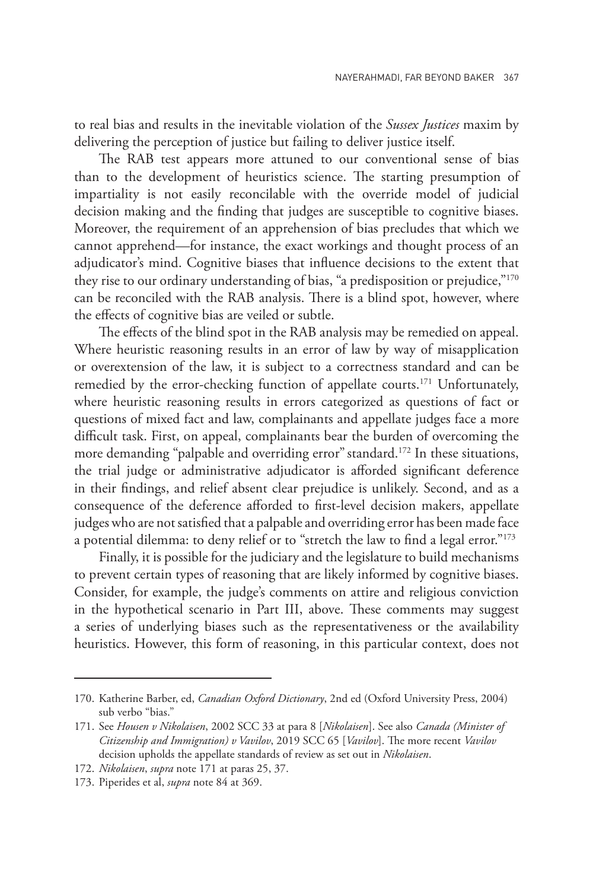to real bias and results in the inevitable violation of the *Sussex Justices* maxim by delivering the perception of justice but failing to deliver justice itself.

The RAB test appears more attuned to our conventional sense of bias than to the development of heuristics science. The starting presumption of impartiality is not easily reconcilable with the override model of judicial decision making and the finding that judges are susceptible to cognitive biases. Moreover, the requirement of an apprehension of bias precludes that which we cannot apprehend—for instance, the exact workings and thought process of an adjudicator's mind. Cognitive biases that influence decisions to the extent that they rise to our ordinary understanding of bias, "a predisposition or prejudice,"[170] can be reconciled with the RAB analysis. There is a blind spot, however, where the effects of cognitive bias are veiled or subtle.

The effects of the blind spot in the RAB analysis may be remedied on appeal. Where heuristic reasoning results in an error of law by way of misapplication or overextension of the law, it is subject to a correctness standard and can be remedied by the error-checking function of appellate courts.[171] Unfortunately, where heuristic reasoning results in errors categorized as questions of fact or questions of mixed fact and law, complainants and appellate judges face a more difficult task. First, on appeal, complainants bear the burden of overcoming the more demanding "palpable and overriding error" standard.[172] In these situations, the trial judge or administrative adjudicator is afforded significant deference in their findings, and relief absent clear prejudice is unlikely. Second, and as a consequence of the deference afforded to first-level decision makers, appellate judges who are not satisfied that a palpable and overriding error has been made face a potential dilemma: to deny relief or to "stretch the law to find a legal error."[173]

Finally, it is possible for the judiciary and the legislature to build mechanisms to prevent certain types of reasoning that are likely informed by cognitive biases. Consider, for example, the judge's comments on attire and religious conviction in the hypothetical scenario in Part III, above. These comments may suggest a series of underlying biases such as the representativeness or the availability heuristics. However, this form of reasoning, in this particular context, does not

---

170. Katherine Barber, ed, *Canadian Oxford Dictionary*, 2nd ed (Oxford University Press, 2004) sub verbo "bias."

171. See *Housen v Nikolaisen*, 2002 SCC 33 at para 8 [*Nikolaisen*]. See also *Canada (Minister of Citizenship and Immigration) v Vavilov*, 2019 SCC 65 [*Vavilov*]. The more recent *Vavilov* decision upholds the appellate standards of review as set out in *Nikolaisen*.

172. *Nikolaisen*, *supra* note 171 at paras 25, 37.

173. Piperides et al, *supra* note 84 at 369.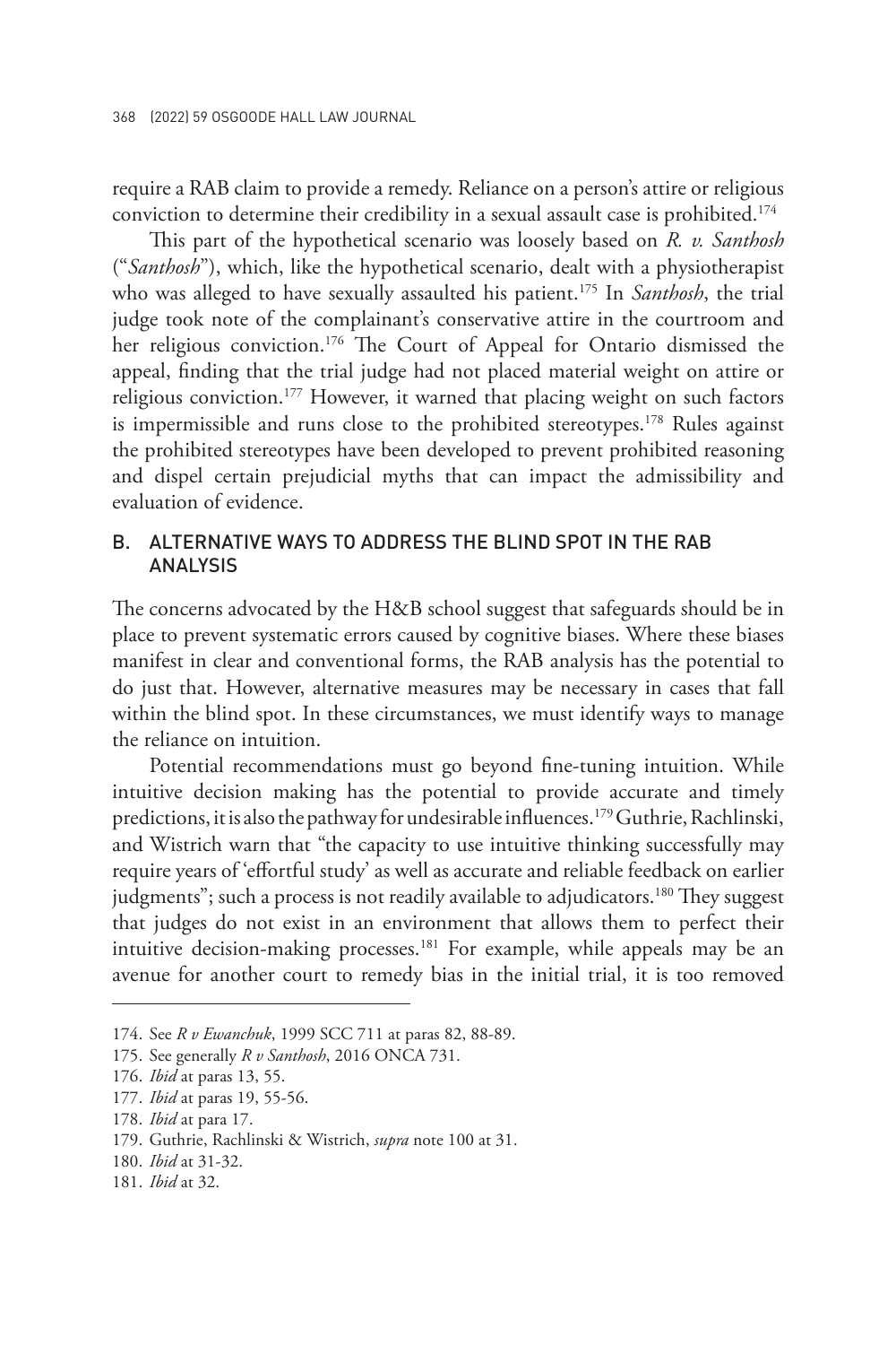require a RAB claim to provide a remedy. Reliance on a person's attire or religious conviction to determine their credibility in a sexual assault case is prohibited.[174]

This part of the hypothetical scenario was loosely based on *R. v. Santhosh* ("*Santhosh*"), which, like the hypothetical scenario, dealt with a physiotherapist who was alleged to have sexually assaulted his patient.[175] In *Santhosh*, the trial judge took note of the complainant's conservative attire in the courtroom and her religious conviction.[176] The Court of Appeal for Ontario dismissed the appeal, finding that the trial judge had not placed material weight on attire or religious conviction.[177] However, it warned that placing weight on such factors is impermissible and runs close to the prohibited stereotypes.[178] Rules against the prohibited stereotypes have been developed to prevent prohibited reasoning and dispel certain prejudicial myths that can impact the admissibility and evaluation of evidence.

### B. ALTERNATIVE WAYS TO ADDRESS THE BLIND SPOT IN THE RAB ANALYSIS

The concerns advocated by the H&B school suggest that safeguards should be in place to prevent systematic errors caused by cognitive biases. Where these biases manifest in clear and conventional forms, the RAB analysis has the potential to do just that. However, alternative measures may be necessary in cases that fall within the blind spot. In these circumstances, we must identify ways to manage the reliance on intuition.

Potential recommendations must go beyond fine-tuning intuition. While intuitive decision making has the potential to provide accurate and timely predictions, it is also the pathway for undesirable influences.[179] Guthrie, Rachlinski, and Wistrich warn that "the capacity to use intuitive thinking successfully may require years of 'effortful study' as well as accurate and reliable feedback on earlier judgments"; such a process is not readily available to adjudicators.[180] They suggest that judges do not exist in an environment that allows them to perfect their intuitive decision-making processes.[181] For example, while appeals may be an avenue for another court to remedy bias in the initial trial, it is too removed

174. See *R v Ewanchuk*, 1999 SCC 711 at paras 82, 88-89.

175. See generally *R v Santhosh*, 2016 ONCA 731.

176. *Ibid* at paras 13, 55.

177. *Ibid* at paras 19, 55-56.

178. *Ibid* at para 17.

179. Guthrie, Rachlinski & Wistrich, *supra* note 100 at 31.

180. *Ibid* at 31-32.

181. *Ibid* at 32.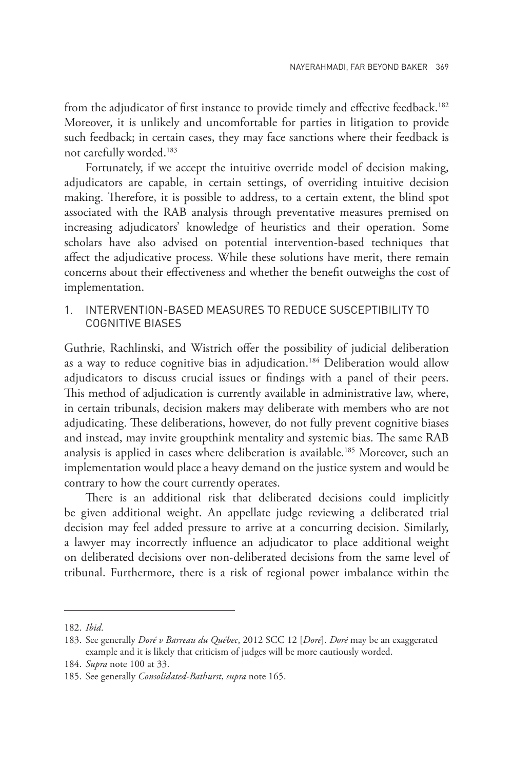from the adjudicator of first instance to provide timely and effective feedback.[182] Moreover, it is unlikely and uncomfortable for parties in litigation to provide such feedback; in certain cases, they may face sanctions where their feedback is not carefully worded.[183]

Fortunately, if we accept the intuitive override model of decision making, adjudicators are capable, in certain settings, of overriding intuitive decision making. Therefore, it is possible to address, to a certain extent, the blind spot associated with the RAB analysis through preventative measures premised on increasing adjudicators' knowledge of heuristics and their operation. Some scholars have also advised on potential intervention-based techniques that affect the adjudicative process. While these solutions have merit, there remain concerns about their effectiveness and whether the benefit outweighs the cost of implementation.

### 1. INTERVENTION-BASED MEASURES TO REDUCE SUSCEPTIBILITY TO COGNITIVE BIASES

Guthrie, Rachlinski, and Wistrich offer the possibility of judicial deliberation as a way to reduce cognitive bias in adjudication.[184] Deliberation would allow adjudicators to discuss crucial issues or findings with a panel of their peers. This method of adjudication is currently available in administrative law, where, in certain tribunals, decision makers may deliberate with members who are not adjudicating. These deliberations, however, do not fully prevent cognitive biases and instead, may invite groupthink mentality and systemic bias. The same RAB analysis is applied in cases where deliberation is available.[185] Moreover, such an implementation would place a heavy demand on the justice system and would be contrary to how the court currently operates.

There is an additional risk that deliberated decisions could implicitly be given additional weight. An appellate judge reviewing a deliberated trial decision may feel added pressure to arrive at a concurring decision. Similarly, a lawyer may incorrectly influence an adjudicator to place additional weight on deliberated decisions over non-deliberated decisions from the same level of tribunal. Furthermore, there is a risk of regional power imbalance within the

---

182. *Ibid*.

183. See generally *Doré v Barreau du Québec*, 2012 SCC 12 [*Doré*]. *Doré* may be an exaggerated example and it is likely that criticism of judges will be more cautiously worded.

184. *Supra* note 100 at 33.

185. See generally *Consolidated-Bathurst*, *supra* note 165.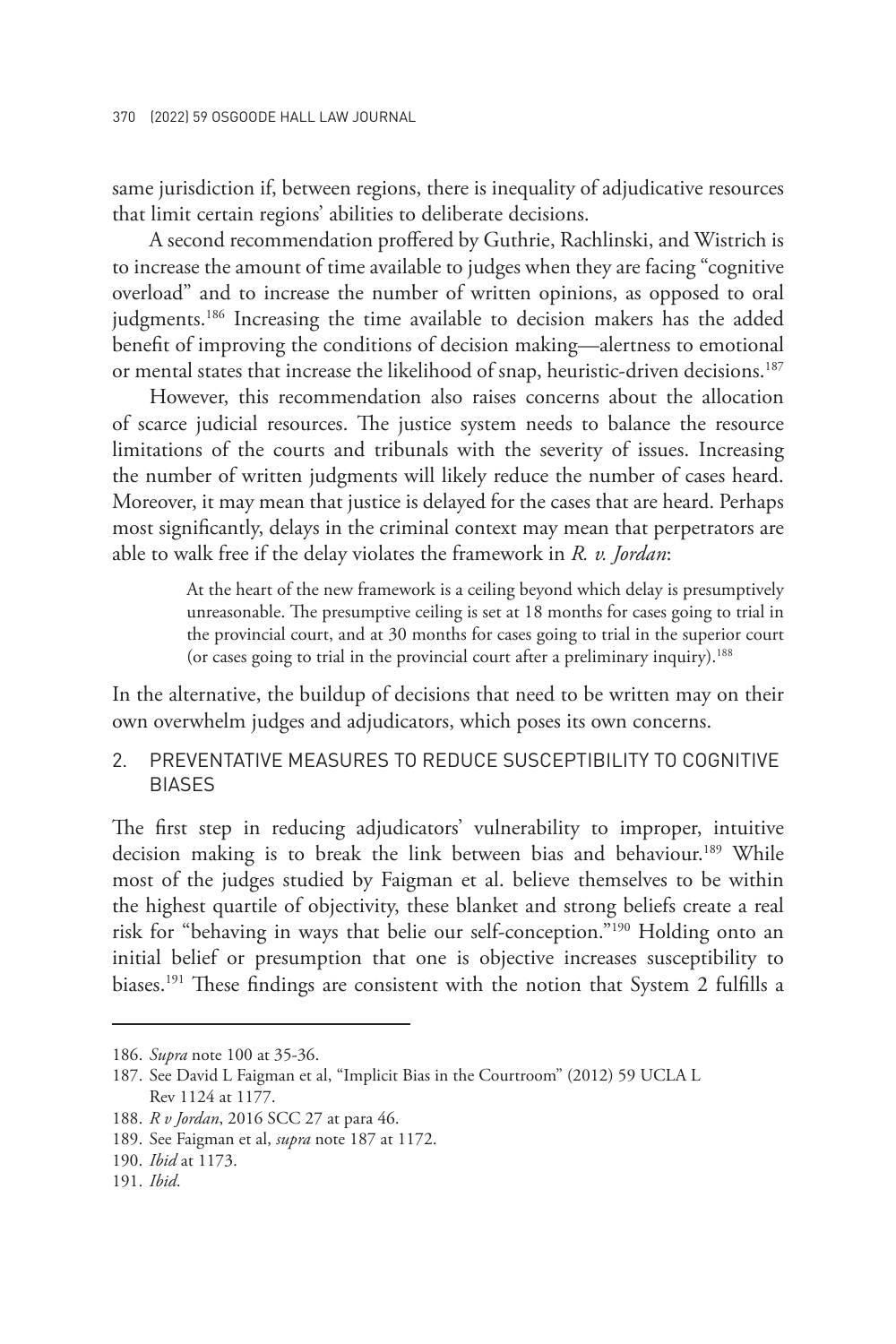same jurisdiction if, between regions, there is inequality of adjudicative resources that limit certain regions' abilities to deliberate decisions.

A second recommendation proffered by Guthrie, Rachlinski, and Wistrich is to increase the amount of time available to judges when they are facing "cognitive overload" and to increase the number of written opinions, as opposed to oral judgments.[186] Increasing the time available to decision makers has the added benefit of improving the conditions of decision making—alertness to emotional or mental states that increase the likelihood of snap, heuristic-driven decisions.[187]

However, this recommendation also raises concerns about the allocation of scarce judicial resources. The justice system needs to balance the resource limitations of the courts and tribunals with the severity of issues. Increasing the number of written judgments will likely reduce the number of cases heard. Moreover, it may mean that justice is delayed for the cases that are heard. Perhaps most significantly, delays in the criminal context may mean that perpetrators are able to walk free if the delay violates the framework in *R. v. Jordan*:

> At the heart of the new framework is a ceiling beyond which delay is presumptively unreasonable. The presumptive ceiling is set at 18 months for cases going to trial in the provincial court, and at 30 months for cases going to trial in the superior court (or cases going to trial in the provincial court after a preliminary inquiry).[188]

In the alternative, the buildup of decisions that need to be written may on their own overwhelm judges and adjudicators, which poses its own concerns.

### 2. PREVENTATIVE MEASURES TO REDUCE SUSCEPTIBILITY TO COGNITIVE BIASES

The first step in reducing adjudicators' vulnerability to improper, intuitive decision making is to break the link between bias and behaviour.[189] While most of the judges studied by Faigman et al. believe themselves to be within the highest quartile of objectivity, these blanket and strong beliefs create a real risk for "behaving in ways that belie our self-conception."[190] Holding onto an initial belief or presumption that one is objective increases susceptibility to biases.[191] These findings are consistent with the notion that System 2 fulfills a

186. *Supra* note 100 at 35-36.

187. See David L Faigman et al, "Implicit Bias in the Courtroom" (2012) 59 UCLA L Rev 1124 at 1177.

188. *R v Jordan*, 2016 SCC 27 at para 46.

189. See Faigman et al, *supra* note 187 at 1172.

190. *Ibid* at 1173.

191. *Ibid*.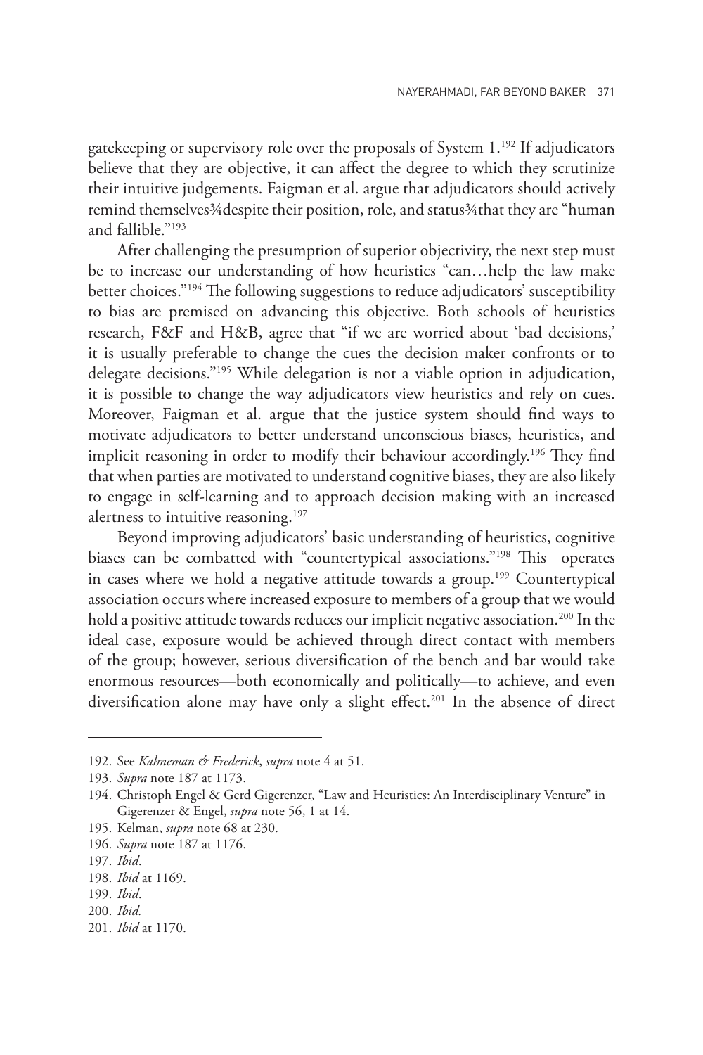gatekeeping or supervisory role over the proposals of System 1.[192] If adjudicators believe that they are objective, it can affect the degree to which they scrutinize their intuitive judgements. Faigman et al. argue that adjudicators should actively remind themselves¾despite their position, role, and status¾that they are "human and fallible."[193]

After challenging the presumption of superior objectivity, the next step must be to increase our understanding of how heuristics "can…help the law make better choices."[194] The following suggestions to reduce adjudicators' susceptibility to bias are premised on advancing this objective. Both schools of heuristics research, F&F and H&B, agree that "if we are worried about 'bad decisions,' it is usually preferable to change the cues the decision maker confronts or to delegate decisions."[195] While delegation is not a viable option in adjudication, it is possible to change the way adjudicators view heuristics and rely on cues. Moreover, Faigman et al. argue that the justice system should find ways to motivate adjudicators to better understand unconscious biases, heuristics, and implicit reasoning in order to modify their behaviour accordingly.[196] They find that when parties are motivated to understand cognitive biases, they are also likely to engage in self-learning and to approach decision making with an increased alertness to intuitive reasoning.[197]

Beyond improving adjudicators' basic understanding of heuristics, cognitive biases can be combatted with "countertypical associations."[198] This operates in cases where we hold a negative attitude towards a group.[199] Countertypical association occurs where increased exposure to members of a group that we would hold a positive attitude towards reduces our implicit negative association.[200] In the ideal case, exposure would be achieved through direct contact with members of the group; however, serious diversification of the bench and bar would take enormous resources—both economically and politically—to achieve, and even diversification alone may have only a slight effect.[201] In the absence of direct

---

192. See *Kahneman & Frederick*, *supra* note 4 at 51.
193. *Supra* note 187 at 1173.
194. Christoph Engel & Gerd Gigerenzer, "Law and Heuristics: An Interdisciplinary Venture" in Gigerenzer & Engel, *supra* note 56, 1 at 14.
195. Kelman, *supra* note 68 at 230.
196. *Supra* note 187 at 1176.
197. *Ibid*.
198. *Ibid* at 1169.
199. *Ibid*.
200. *Ibid.*
201. *Ibid* at 1170.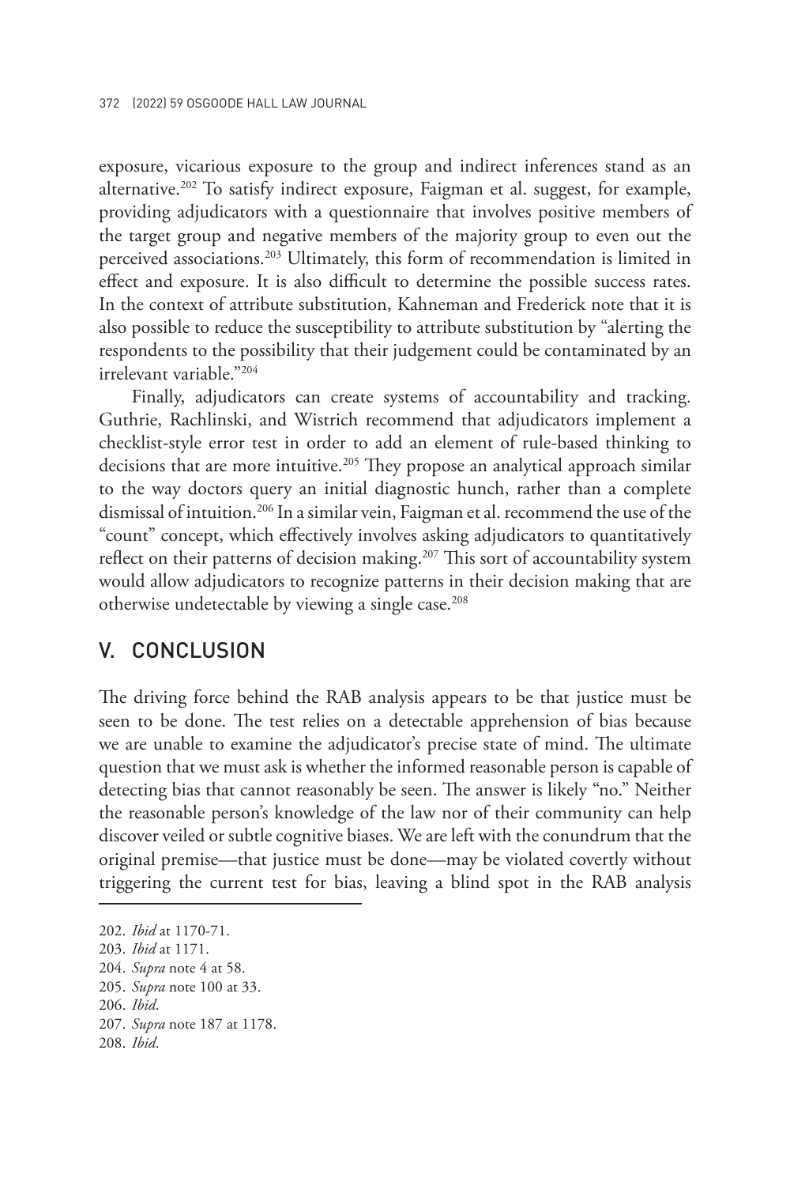exposure, vicarious exposure to the group and indirect inferences stand as an alternative.[202] To satisfy indirect exposure, Faigman et al. suggest, for example, providing adjudicators with a questionnaire that involves positive members of the target group and negative members of the majority group to even out the perceived associations.[203] Ultimately, this form of recommendation is limited in effect and exposure. It is also difficult to determine the possible success rates. In the context of attribute substitution, Kahneman and Frederick note that it is also possible to reduce the susceptibility to attribute substitution by "alerting the respondents to the possibility that their judgement could be contaminated by an irrelevant variable."[204]

Finally, adjudicators can create systems of accountability and tracking. Guthrie, Rachlinski, and Wistrich recommend that adjudicators implement a checklist-style error test in order to add an element of rule-based thinking to decisions that are more intuitive.[205] They propose an analytical approach similar to the way doctors query an initial diagnostic hunch, rather than a complete dismissal of intuition.[206] In a similar vein, Faigman et al. recommend the use of the "count" concept, which effectively involves asking adjudicators to quantitatively reflect on their patterns of decision making.[207] This sort of accountability system would allow adjudicators to recognize patterns in their decision making that are otherwise undetectable by viewing a single case.[208]

## V. CONCLUSION

The driving force behind the RAB analysis appears to be that justice must be seen to be done. The test relies on a detectable apprehension of bias because we are unable to examine the adjudicator's precise state of mind. The ultimate question that we must ask is whether the informed reasonable person is capable of detecting bias that cannot reasonably be seen. The answer is likely "no." Neither the reasonable person's knowledge of the law nor of their community can help discover veiled or subtle cognitive biases. We are left with the conundrum that the original premise—that justice must be done—may be violated covertly without triggering the current test for bias, leaving a blind spot in the RAB analysis

202. *Ibid* at 1170-71.
203. *Ibid* at 1171.
204. *Supra* note 4 at 58.
205. *Supra* note 100 at 33.
206. *Ibid*.
207. *Supra* note 187 at 1178.
208. *Ibid*.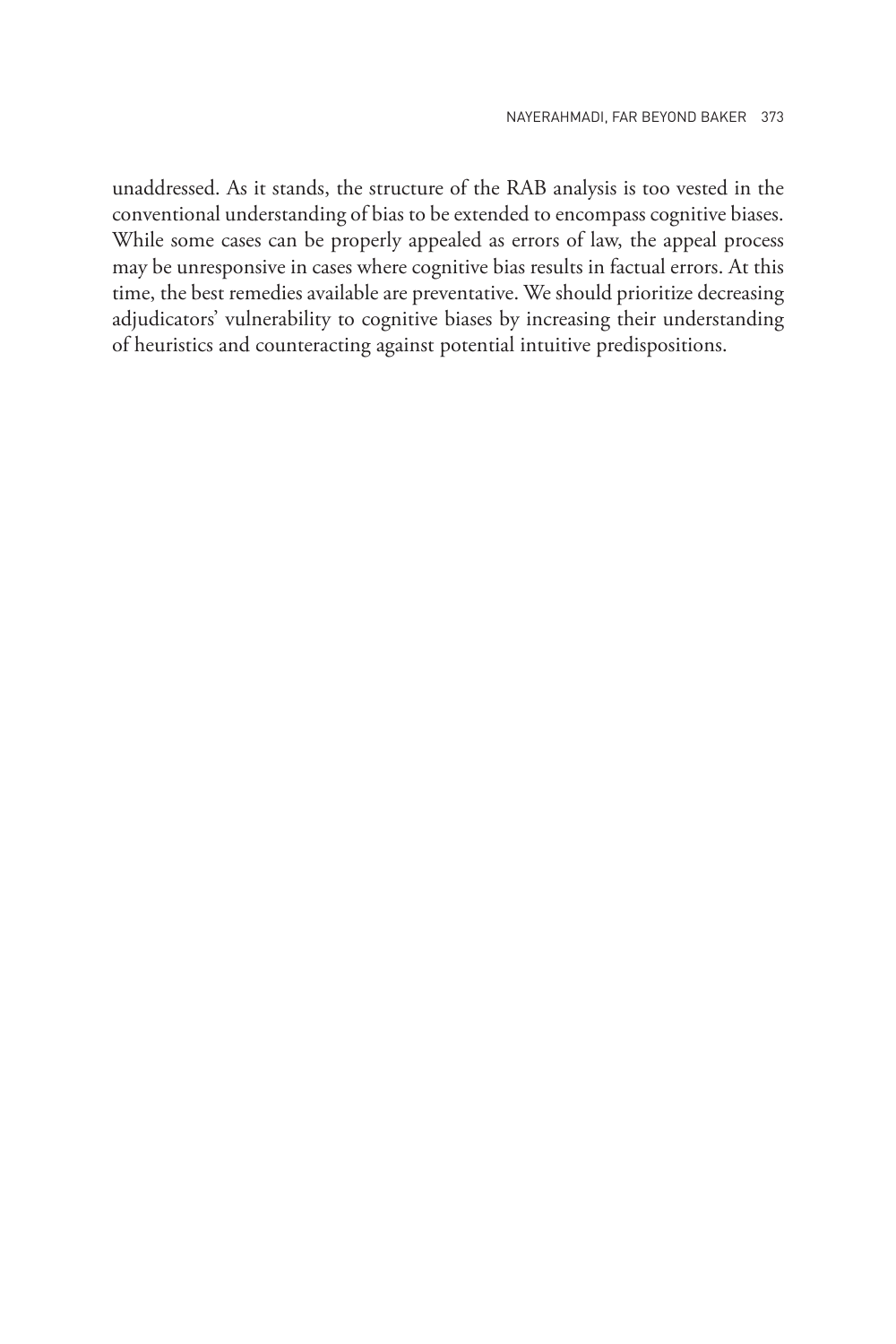unaddressed. As it stands, the structure of the RAB analysis is too vested in the conventional understanding of bias to be extended to encompass cognitive biases. While some cases can be properly appealed as errors of law, the appeal process may be unresponsive in cases where cognitive bias results in factual errors. At this time, the best remedies available are preventative. We should prioritize decreasing adjudicators' vulnerability to cognitive biases by increasing their understanding of heuristics and counteracting against potential intuitive predispositions.